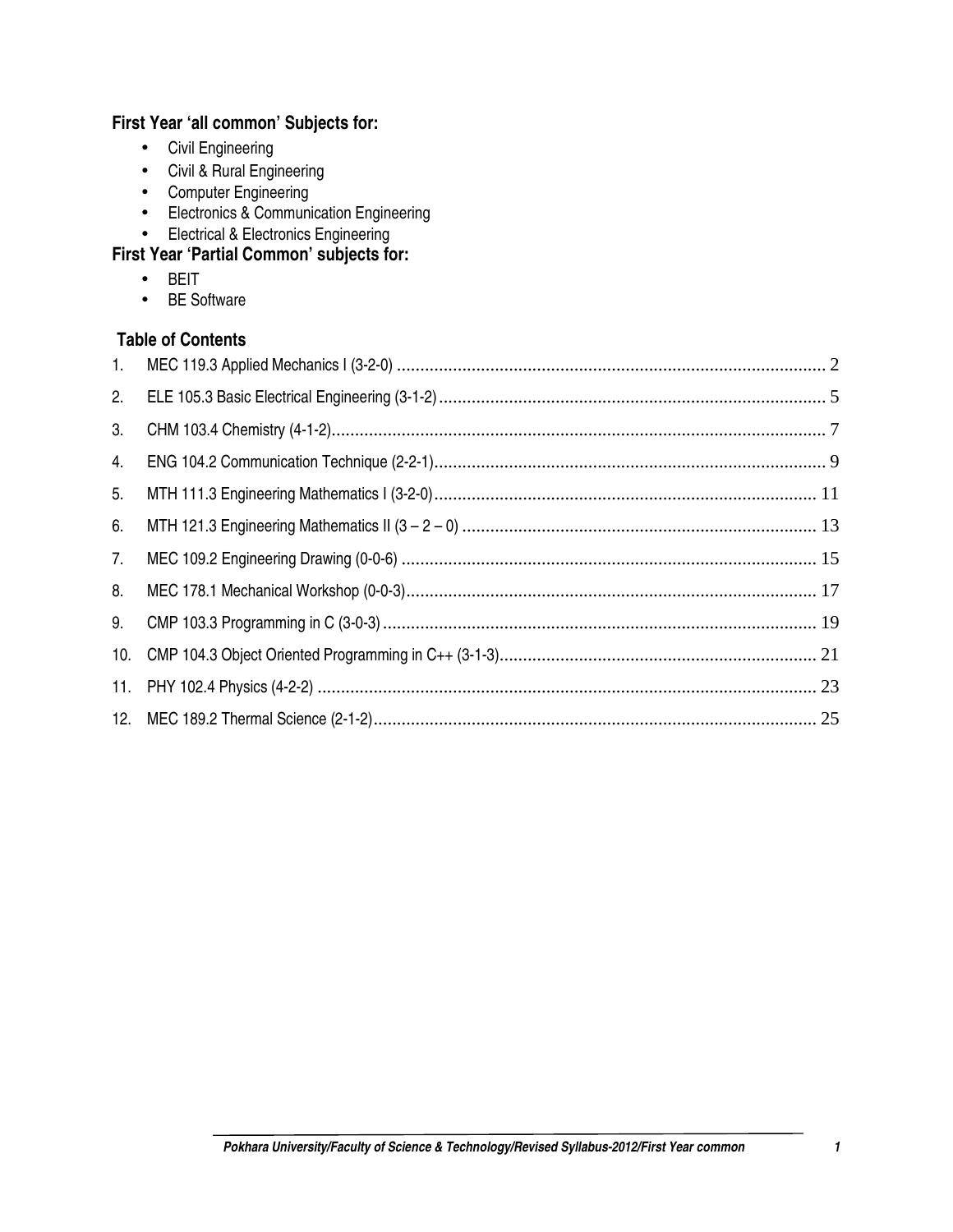### First Year 'all common' Subjects for:

- Civil Engineering
- Civil & Rural Engineering
- Computer Engineering
- Electronics & Communication Engineering
- Electrical & Electronics Engineering

### First Year 'Partial Common' subjects for:

- BEIT
- BE Software

### Table of Contents

1. MEC 119.3 Applied Mechanics I (3-2-0) ........................................ 2
2. ELE 105.3 Basic Electrical Engineering (3-1-2) ........................................ 5
3. CHM 103.4 Chemistry (4-1-2) ........................................ 7
4. ENG 104.2 Communication Technique (2-2-1) ........................................ 9
5. MTH 111.3 Engineering Mathematics I (3-2-0) ........................................ 11
6. MTH 121.3 Engineering Mathematics II (3 – 2 – 0) ........................................ 13
7. MEC 109.2 Engineering Drawing (0-0-6) ........................................ 15
8. MEC 178.1 Mechanical Workshop (0-0-3) ........................................ 17
9. CMP 103.3 Programming in C (3-0-3) ........................................ 19
10. CMP 104.3 Object Oriented Programming in C++ (3-1-3) ........................................ 21
11. PHY 102.4 Physics (4-2-2) ........................................ 23
12. MEC 189.2 Thermal Science (2-1-2) ........................................ 25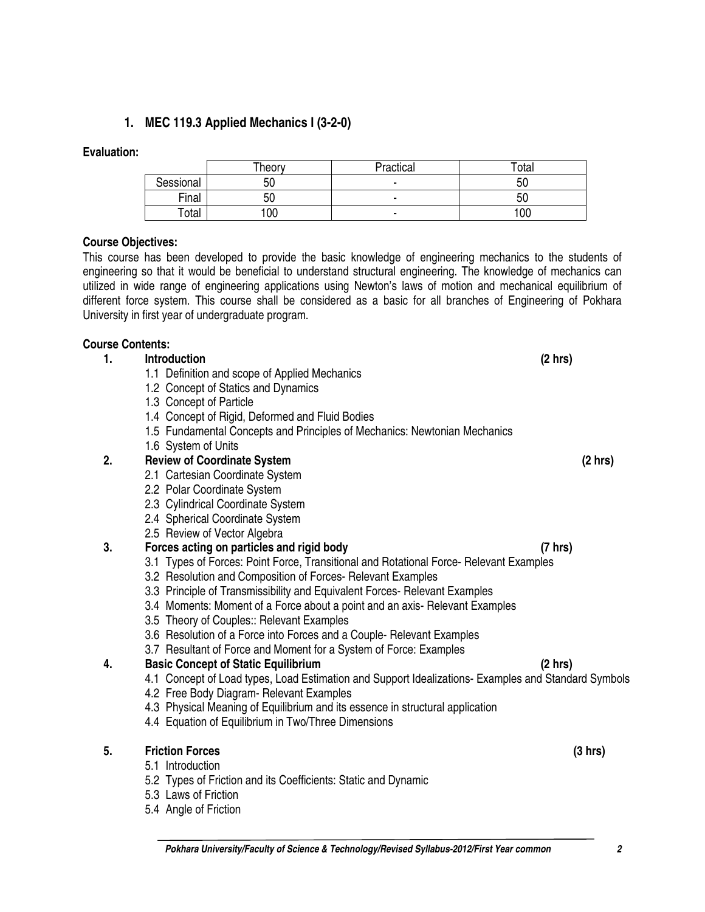## 1. MEC 119.3 Applied Mechanics I (3-2-0)

**Evaluation:**

| | Theory | Practical | Total |
|---|---|---|---|
| Sessional | 50 | - | 50 |
| Final | 50 | - | 50 |
| Total | 100 | - | 100 |

**Course Objectives:**

This course has been developed to provide the basic knowledge of engineering mechanics to the students of engineering so that it would be beneficial to understand structural engineering. The knowledge of mechanics can utilized in wide range of engineering applications using Newton's laws of motion and mechanical equilibrium of different force system. This course shall be considered as a basic for all branches of Engineering of Pokhara University in first year of undergraduate program.

**Course Contents:**

**1. Introduction (2 hrs)**

- 1.1 Definition and scope of Applied Mechanics
- 1.2 Concept of Statics and Dynamics
- 1.3 Concept of Particle
- 1.4 Concept of Rigid, Deformed and Fluid Bodies
- 1.5 Fundamental Concepts and Principles of Mechanics: Newtonian Mechanics
- 1.6 System of Units

**2. Review of Coordinate System (2 hrs)**

- 2.1 Cartesian Coordinate System
- 2.2 Polar Coordinate System
- 2.3 Cylindrical Coordinate System
- 2.4 Spherical Coordinate System
- 2.5 Review of Vector Algebra

**3. Forces acting on particles and rigid body (7 hrs)**

- 3.1 Types of Forces: Point Force, Transitional and Rotational Force- Relevant Examples
- 3.2 Resolution and Composition of Forces- Relevant Examples
- 3.3 Principle of Transmissibility and Equivalent Forces- Relevant Examples
- 3.4 Moments: Moment of a Force about a point and an axis- Relevant Examples
- 3.5 Theory of Couples:: Relevant Examples
- 3.6 Resolution of a Force into Forces and a Couple- Relevant Examples
- 3.7 Resultant of Force and Moment for a System of Force: Examples

**4. Basic Concept of Static Equilibrium (2 hrs)**

- 4.1 Concept of Load types, Load Estimation and Support Idealizations- Examples and Standard Symbols
- 4.2 Free Body Diagram- Relevant Examples
- 4.3 Physical Meaning of Equilibrium and its essence in structural application
- 4.4 Equation of Equilibrium in Two/Three Dimensions

**5. Friction Forces (3 hrs)**

- 5.1 Introduction
- 5.2 Types of Friction and its Coefficients: Static and Dynamic
- 5.3 Laws of Friction
- 5.4 Angle of Friction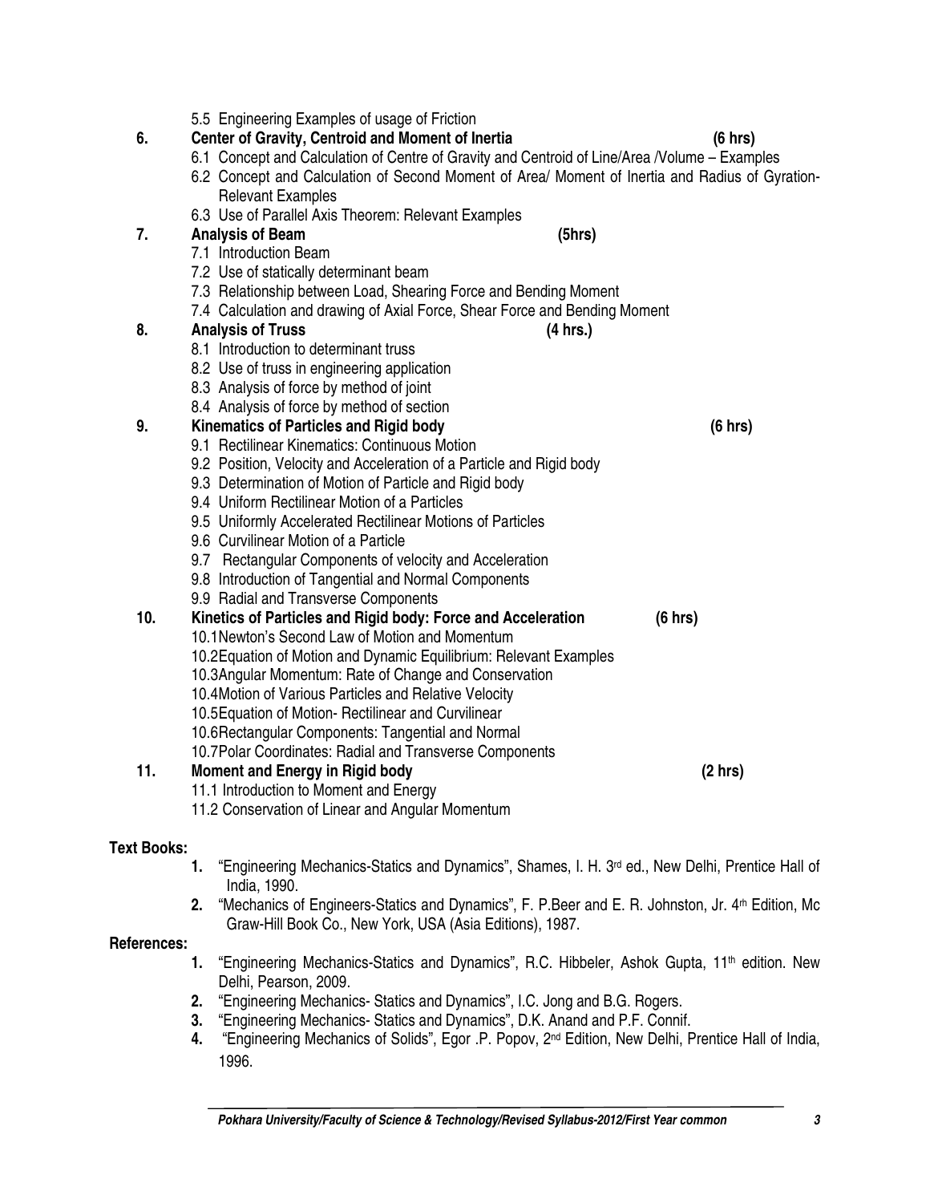5.5 Engineering Examples of usage of Friction

**6. Center of Gravity, Centroid and Moment of Inertia (6 hrs)**

6.1 Concept and Calculation of Centre of Gravity and Centroid of Line/Area /Volume – Examples
6.2 Concept and Calculation of Second Moment of Area/ Moment of Inertia and Radius of Gyration-Relevant Examples
6.3 Use of Parallel Axis Theorem: Relevant Examples

**7. Analysis of Beam (5hrs)**

7.1 Introduction Beam
7.2 Use of statically determinant beam
7.3 Relationship between Load, Shearing Force and Bending Moment
7.4 Calculation and drawing of Axial Force, Shear Force and Bending Moment

**8. Analysis of Truss (4 hrs.)**

8.1 Introduction to determinant truss
8.2 Use of truss in engineering application
8.3 Analysis of force by method of joint
8.4 Analysis of force by method of section

**9. Kinematics of Particles and Rigid body (6 hrs)**

9.1 Rectilinear Kinematics: Continuous Motion
9.2 Position, Velocity and Acceleration of a Particle and Rigid body
9.3 Determination of Motion of Particle and Rigid body
9.4 Uniform Rectilinear Motion of a Particles
9.5 Uniformly Accelerated Rectilinear Motions of Particles
9.6 Curvilinear Motion of a Particle
9.7 Rectangular Components of velocity and Acceleration
9.8 Introduction of Tangential and Normal Components
9.9 Radial and Transverse Components

**10. Kinetics of Particles and Rigid body: Force and Acceleration (6 hrs)**

10.1Newton's Second Law of Motion and Momentum
10.2Equation of Motion and Dynamic Equilibrium: Relevant Examples
10.3Angular Momentum: Rate of Change and Conservation
10.4Motion of Various Particles and Relative Velocity
10.5Equation of Motion- Rectilinear and Curvilinear
10.6Rectangular Components: Tangential and Normal
10.7Polar Coordinates: Radial and Transverse Components

**11. Moment and Energy in Rigid body (2 hrs)**

11.1 Introduction to Moment and Energy
11.2 Conservation of Linear and Angular Momentum

**Text Books:**

1. "Engineering Mechanics-Statics and Dynamics", Shames, I. H. 3rd ed., New Delhi, Prentice Hall of India, 1990.
2. "Mechanics of Engineers-Statics and Dynamics", F. P.Beer and E. R. Johnston, Jr. 4th Edition, Mc Graw-Hill Book Co., New York, USA (Asia Editions), 1987.

**References:**

1. "Engineering Mechanics-Statics and Dynamics", R.C. Hibbeler, Ashok Gupta, 11th edition. New Delhi, Pearson, 2009.
2. "Engineering Mechanics- Statics and Dynamics", I.C. Jong and B.G. Rogers.
3. "Engineering Mechanics- Statics and Dynamics", D.K. Anand and P.F. Connif.
4. "Engineering Mechanics of Solids", Egor .P. Popov, 2nd Edition, New Delhi, Prentice Hall of India, 1996.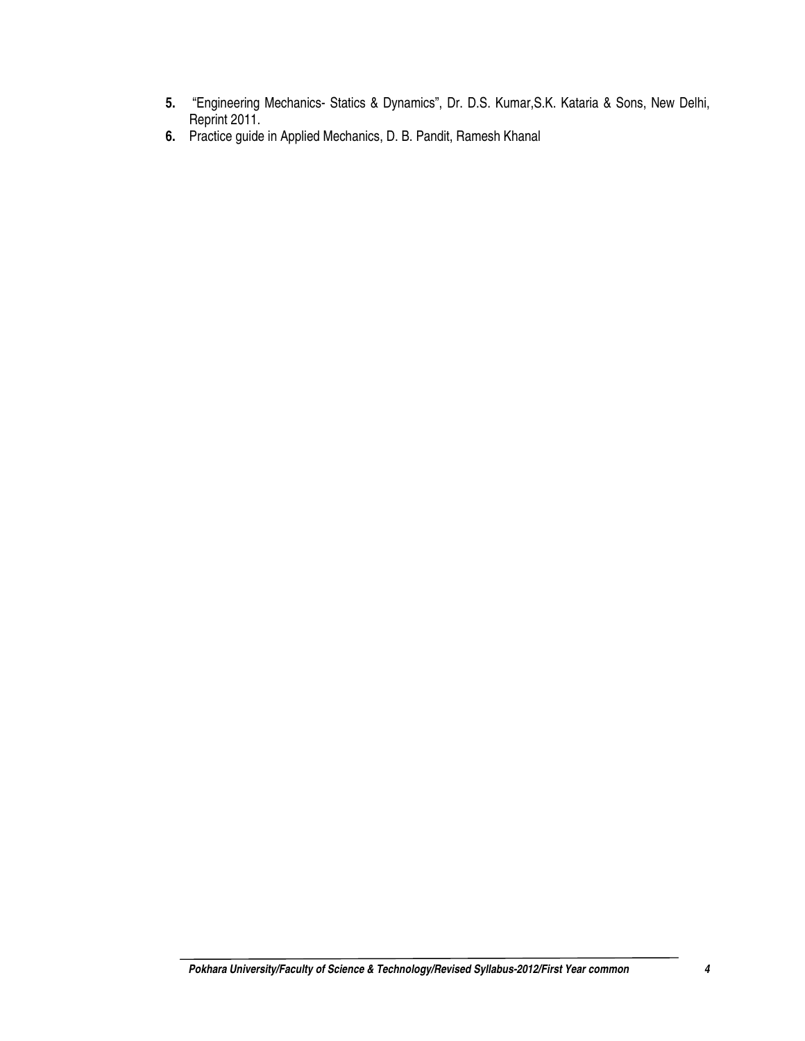5. "Engineering Mechanics- Statics & Dynamics", Dr. D.S. Kumar,S.K. Kataria & Sons, New Delhi, Reprint 2011.
6. Practice guide in Applied Mechanics, D. B. Pandit, Ramesh Khanal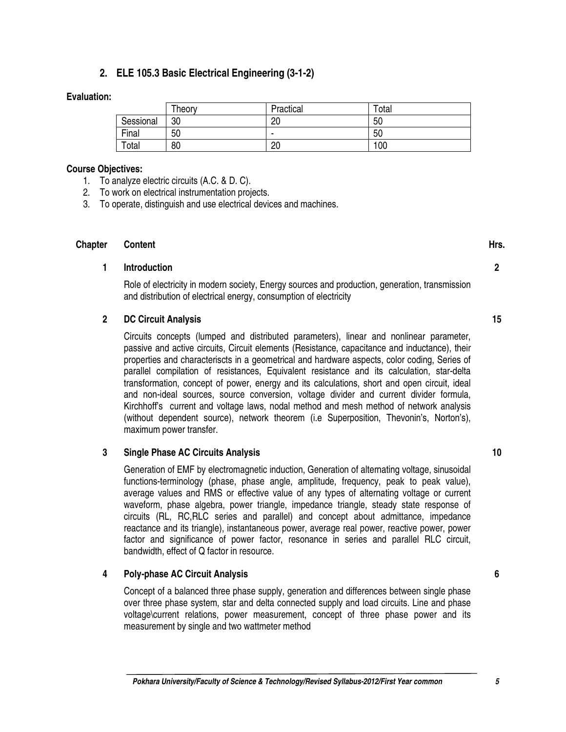## 2. ELE 105.3 Basic Electrical Engineering (3-1-2)

**Evaluation:**

| | Theory | Practical | Total |
|---|---|---|---|
| Sessional | 30 | 20 | 50 |
| Final | 50 | - | 50 |
| Total | 80 | 20 | 100 |

**Course Objectives:**

1. To analyze electric circuits (A.C. & D. C).
2. To work on electrical instrumentation projects.
3. To operate, distinguish and use electrical devices and machines.

| Chapter | Content | Hrs. |
|---|---|---|
| 1 | **Introduction**<br>Role of electricity in modern society, Energy sources and production, generation, transmission and distribution of electrical energy, consumption of electricity | 2 |
| 2 | **DC Circuit Analysis**<br>Circuits concepts (lumped and distributed parameters), linear and nonlinear parameter, passive and active circuits, Circuit elements (Resistance, capacitance and inductance), their properties and characteriscts in a geometrical and hardware aspects, color coding, Series of parallel compilation of resistances, Equivalent resistance and its calculation, star-delta transformation, concept of power, energy and its calculations, short and open circuit, ideal and non-ideal sources, source conversion, voltage divider and current divider formula, Kirchhoff's current and voltage laws, nodal method and mesh method of network analysis (without dependent source), network theorem (i.e Superposition, Thevonin's, Norton's), maximum power transfer. | 15 |
| 3 | **Single Phase AC Circuits Analysis**<br>Generation of EMF by electromagnetic induction, Generation of alternating voltage, sinusoidal functions-terminology (phase, phase angle, amplitude, frequency, peak to peak value), average values and RMS or effective value of any types of alternating voltage or current waveform, phase algebra, power triangle, impedance triangle, steady state response of circuits (RL, RC,RLC series and parallel) and concept about admittance, impedance reactance and its triangle), instantaneous power, average real power, reactive power, power factor and significance of power factor, resonance in series and parallel RLC circuit, bandwidth, effect of Q factor in resource. | 10 |
| 4 | **Poly-phase AC Circuit Analysis**<br>Concept of a balanced three phase supply, generation and differences between single phase over three phase system, star and delta connected supply and load circuits. Line and phase voltage\current relations, power measurement, concept of three phase power and its measurement by single and two wattmeter method | 6 |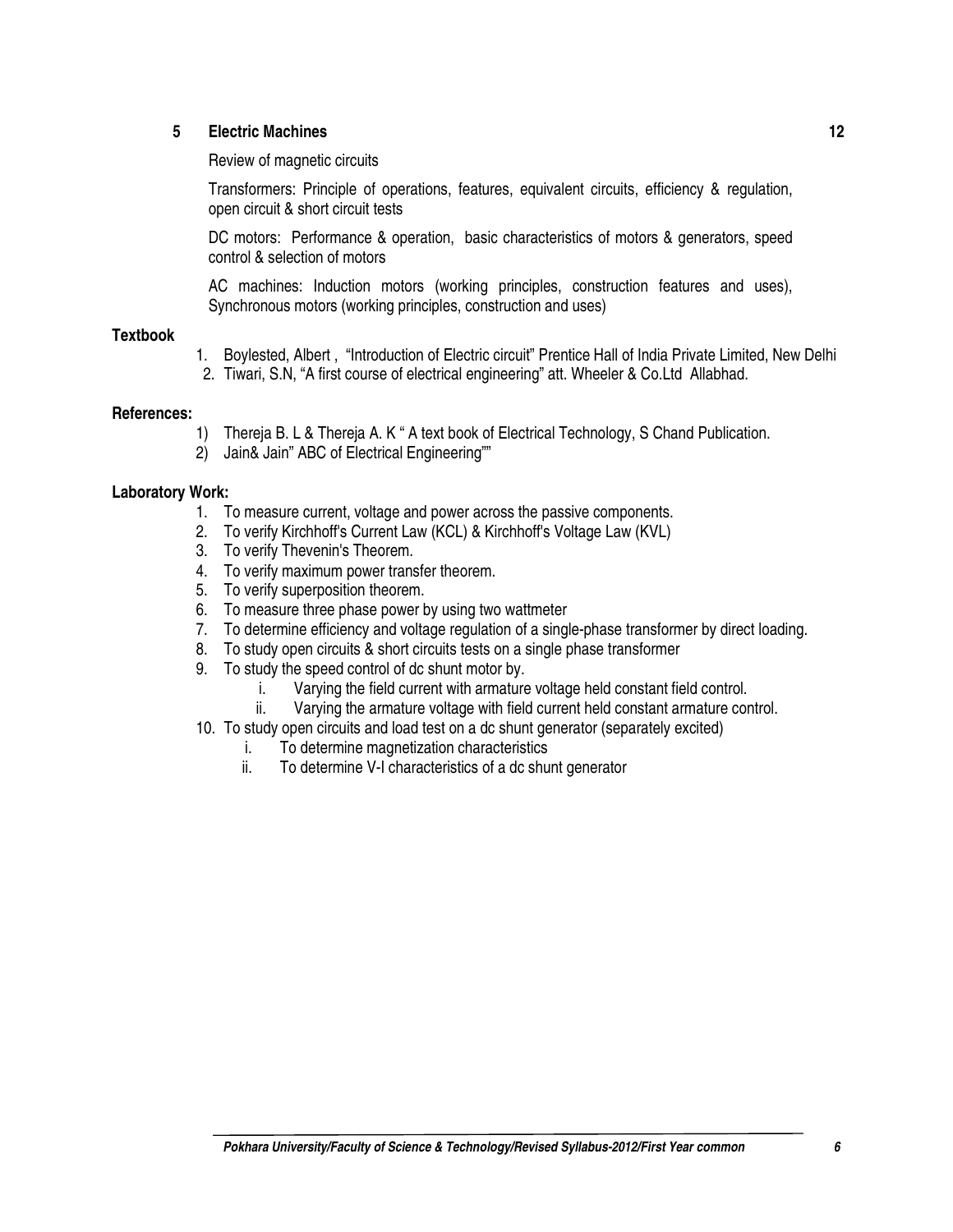### 5 Electric Machines 12

Review of magnetic circuits

Transformers: Principle of operations, features, equivalent circuits, efficiency & regulation, open circuit & short circuit tests

DC motors: Performance & operation, basic characteristics of motors & generators, speed control & selection of motors

AC machines: Induction motors (working principles, construction features and uses), Synchronous motors (working principles, construction and uses)

**Textbook**

1. Boylested, Albert , "Introduction of Electric circuit" Prentice Hall of India Private Limited, New Delhi
2. Tiwari, S.N, "A first course of electrical engineering" att. Wheeler & Co.Ltd Allabhad.

**References:**

1) Thereja B. L & Thereja A. K " A text book of Electrical Technology, S Chand Publication.
2) Jain& Jain" ABC of Electrical Engineering""

**Laboratory Work:**

1. To measure current, voltage and power across the passive components.
2. To verify Kirchhoff's Current Law (KCL) & Kirchhoff's Voltage Law (KVL)
3. To verify Thevenin's Theorem.
4. To verify maximum power transfer theorem.
5. To verify superposition theorem.
6. To measure three phase power by using two wattmeter
7. To determine efficiency and voltage regulation of a single-phase transformer by direct loading.
8. To study open circuits & short circuits tests on a single phase transformer
9. To study the speed control of dc shunt motor by.
   i. Varying the field current with armature voltage held constant field control.
   ii. Varying the armature voltage with field current held constant armature control.
10. To study open circuits and load test on a dc shunt generator (separately excited)
    i. To determine magnetization characteristics
    ii. To determine V-I characteristics of a dc shunt generator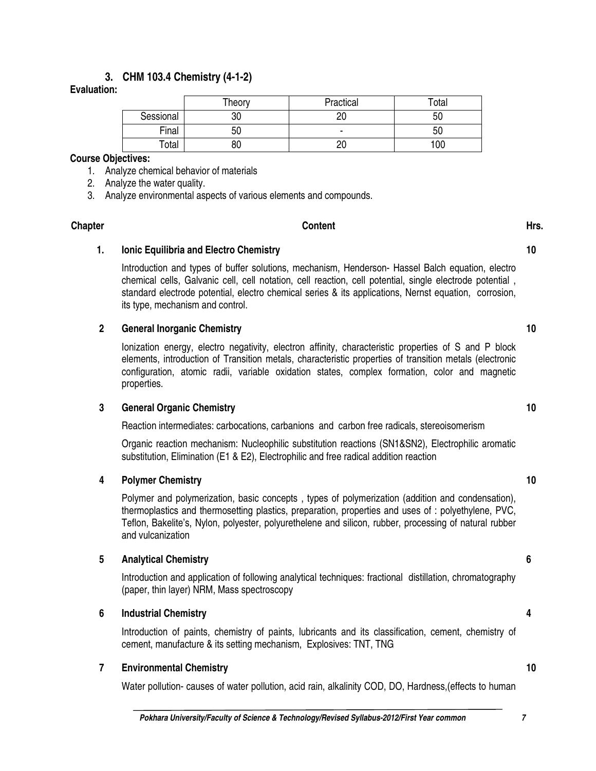## 3. CHM 103.4 Chemistry (4-1-2)

**Evaluation:**

| | Theory | Practical | Total |
|---|---|---|---|
| Sessional | 30 | 20 | 50 |
| Final | 50 | - | 50 |
| Total | 80 | 20 | 100 |

**Course Objectives:**

1. Analyze chemical behavior of materials
2. Analyze the water quality.
3. Analyze environmental aspects of various elements and compounds.

| Chapter | Content | Hrs. |
|---|---|---|
| 1. | **Ionic Equilibria and Electro Chemistry** | 10 |
| | Introduction and types of buffer solutions, mechanism, Henderson- Hassel Balch equation, electro chemical cells, Galvanic cell, cell notation, cell reaction, cell potential, single electrode potential , standard electrode potential, electro chemical series & its applications, Nernst equation, corrosion, its type, mechanism and control. | |
| 2 | **General Inorganic Chemistry** | 10 |
| | Ionization energy, electro negativity, electron affinity, characteristic properties of S and P block elements, introduction of Transition metals, characteristic properties of transition metals (electronic configuration, atomic radii, variable oxidation states, complex formation, color and magnetic properties. | |
| 3 | **General Organic Chemistry** | 10 |
| | Reaction intermediates: carbocations, carbanions and carbon free radicals, stereoisomerism<br><br>Organic reaction mechanism: Nucleophilic substitution reactions (SN1&SN2), Electrophilic aromatic substitution, Elimination (E1 & E2), Electrophilic and free radical addition reaction | |
| 4 | **Polymer Chemistry** | 10 |
| | Polymer and polymerization, basic concepts , types of polymerization (addition and condensation), thermoplastics and thermosetting plastics, preparation, properties and uses of : polyethylene, PVC, Teflon, Bakelite's, Nylon, polyester, polyurethelene and silicon, rubber, processing of natural rubber and vulcanization | |
| 5 | **Analytical Chemistry** | 6 |
| | Introduction and application of following analytical techniques: fractional distillation, chromatography (paper, thin layer) NRM, Mass spectroscopy | |
| 6 | **Industrial Chemistry** | 4 |
| | Introduction of paints, chemistry of paints, lubricants and its classification, cement, chemistry of cement, manufacture & its setting mechanism, Explosives: TNT, TNG | |
| 7 | **Environmental Chemistry** | 10 |
| | Water pollution- causes of water pollution, acid rain, alkalinity COD, DO, Hardness,(effects to human | |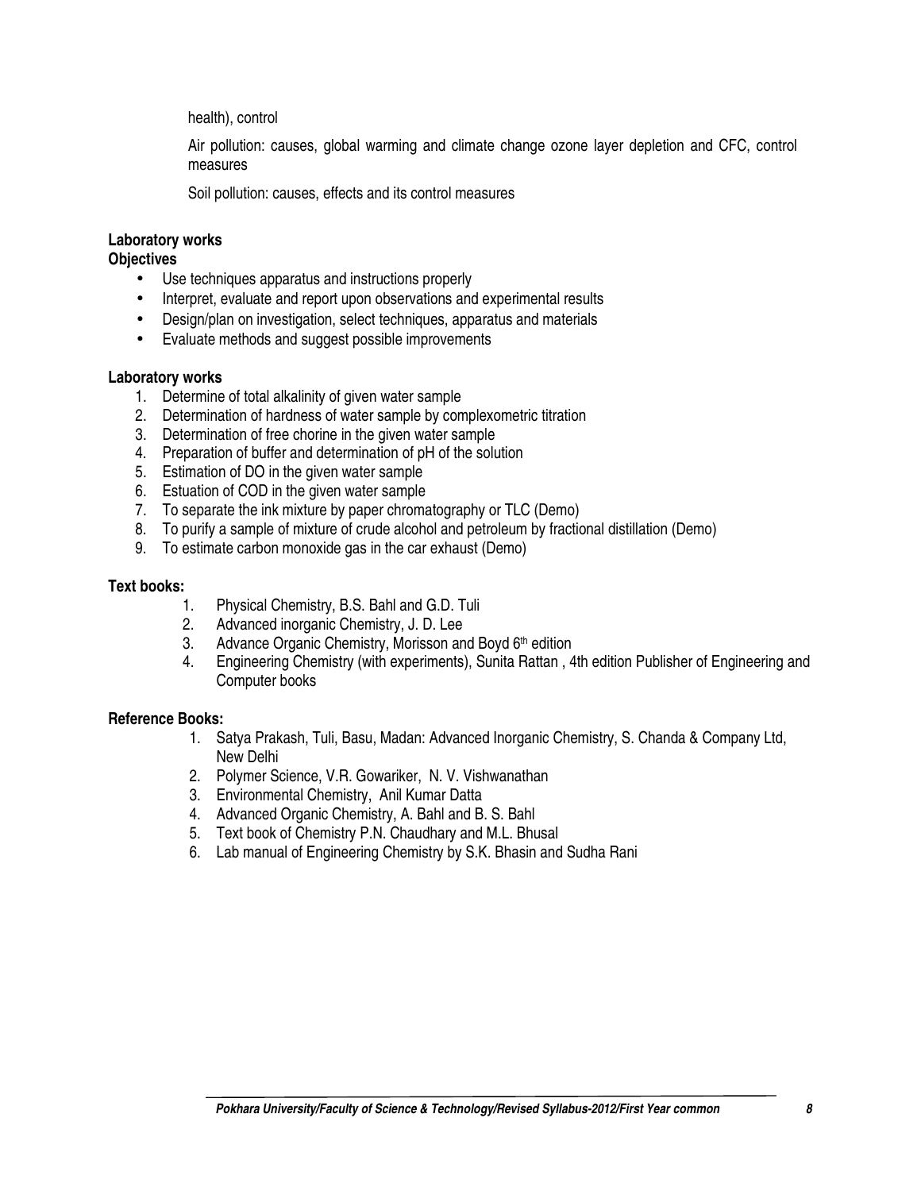health), control

Air pollution: causes, global warming and climate change ozone layer depletion and CFC, control measures

Soil pollution: causes, effects and its control measures

**Laboratory works**

**Objectives**

- Use techniques apparatus and instructions properly
- Interpret, evaluate and report upon observations and experimental results
- Design/plan on investigation, select techniques, apparatus and materials
- Evaluate methods and suggest possible improvements

**Laboratory works**

1. Determine of total alkalinity of given water sample
2. Determination of hardness of water sample by complexometric titration
3. Determination of free chorine in the given water sample
4. Preparation of buffer and determination of pH of the solution
5. Estimation of DO in the given water sample
6. Estuation of COD in the given water sample
7. To separate the ink mixture by paper chromatography or TLC (Demo)
8. To purify a sample of mixture of crude alcohol and petroleum by fractional distillation (Demo)
9. To estimate carbon monoxide gas in the car exhaust (Demo)

**Text books:**

1. Physical Chemistry, B.S. Bahl and G.D. Tuli
2. Advanced inorganic Chemistry, J. D. Lee
3. Advance Organic Chemistry, Morisson and Boyd 6th edition
4. Engineering Chemistry (with experiments), Sunita Rattan , 4th edition Publisher of Engineering and Computer books

**Reference Books:**

1. Satya Prakash, Tuli, Basu, Madan: Advanced Inorganic Chemistry, S. Chanda & Company Ltd, New Delhi
2. Polymer Science, V.R. Gowariker, N. V. Vishwanathan
3. Environmental Chemistry, Anil Kumar Datta
4. Advanced Organic Chemistry, A. Bahl and B. S. Bahl
5. Text book of Chemistry P.N. Chaudhary and M.L. Bhusal
6. Lab manual of Engineering Chemistry by S.K. Bhasin and Sudha Rani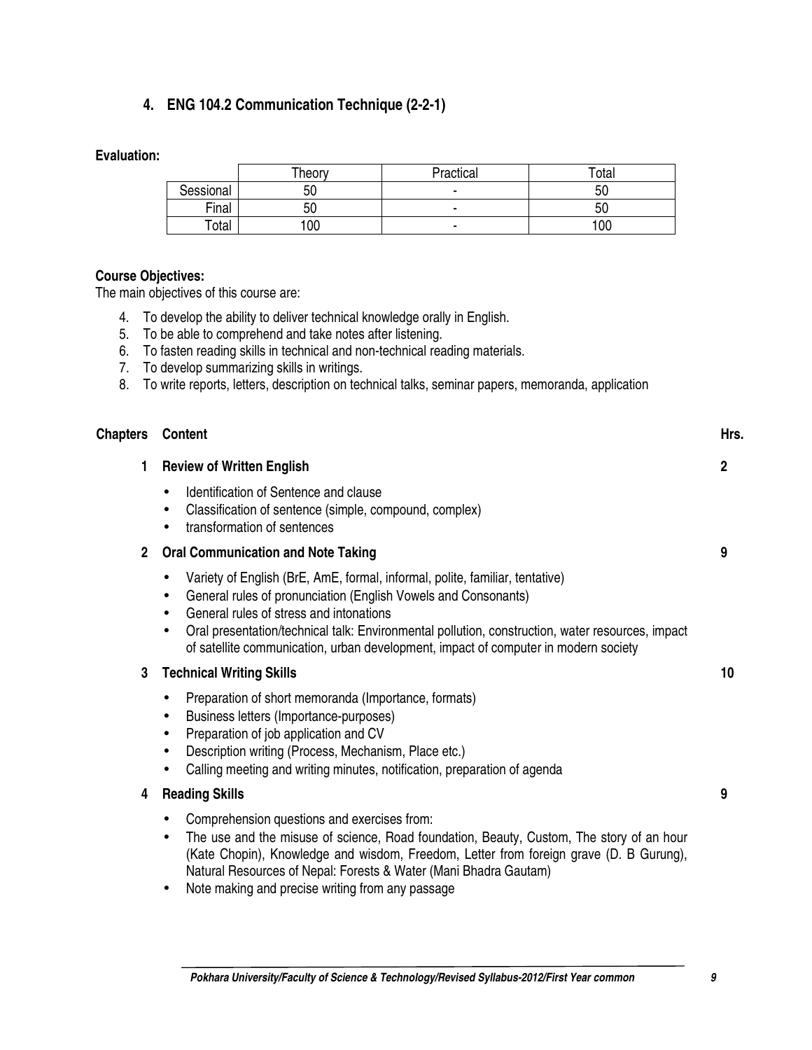## 4. ENG 104.2 Communication Technique (2-2-1)

**Evaluation:**

| | Theory | Practical | Total |
|---|---|---|---|
| Sessional | 50 | - | 50 |
| Final | 50 | - | 50 |
| Total | 100 | - | 100 |

**Course Objectives:**

The main objectives of this course are:

4. To develop the ability to deliver technical knowledge orally in English.
5. To be able to comprehend and take notes after listening.
6. To fasten reading skills in technical and non-technical reading materials.
7. To develop summarizing skills in writings.
8. To write reports, letters, description on technical talks, seminar papers, memoranda, application

| Chapters | Content | Hrs. |
|---|---|---|
| 1 | **Review of Written English** | 2 |

- Identification of Sentence and clause
- Classification of sentence (simple, compound, complex)
- transformation of sentences

| Chapters | Content | Hrs. |
|---|---|---|
| 2 | **Oral Communication and Note Taking** | 9 |

- Variety of English (BrE, AmE, formal, informal, polite, familiar, tentative)
- General rules of pronunciation (English Vowels and Consonants)
- General rules of stress and intonations
- Oral presentation/technical talk: Environmental pollution, construction, water resources, impact of satellite communication, urban development, impact of computer in modern society

| Chapters | Content | Hrs. |
|---|---|---|
| 3 | **Technical Writing Skills** | 10 |

- Preparation of short memoranda (Importance, formats)
- Business letters (Importance-purposes)
- Preparation of job application and CV
- Description writing (Process, Mechanism, Place etc.)
- Calling meeting and writing minutes, notification, preparation of agenda

| Chapters | Content | Hrs. |
|---|---|---|
| 4 | **Reading Skills** | 9 |

- Comprehension questions and exercises from:
- The use and the misuse of science, Road foundation, Beauty, Custom, The story of an hour (Kate Chopin), Knowledge and wisdom, Freedom, Letter from foreign grave (D. B Gurung), Natural Resources of Nepal: Forests & Water (Mani Bhadra Gautam)
- Note making and precise writing from any passage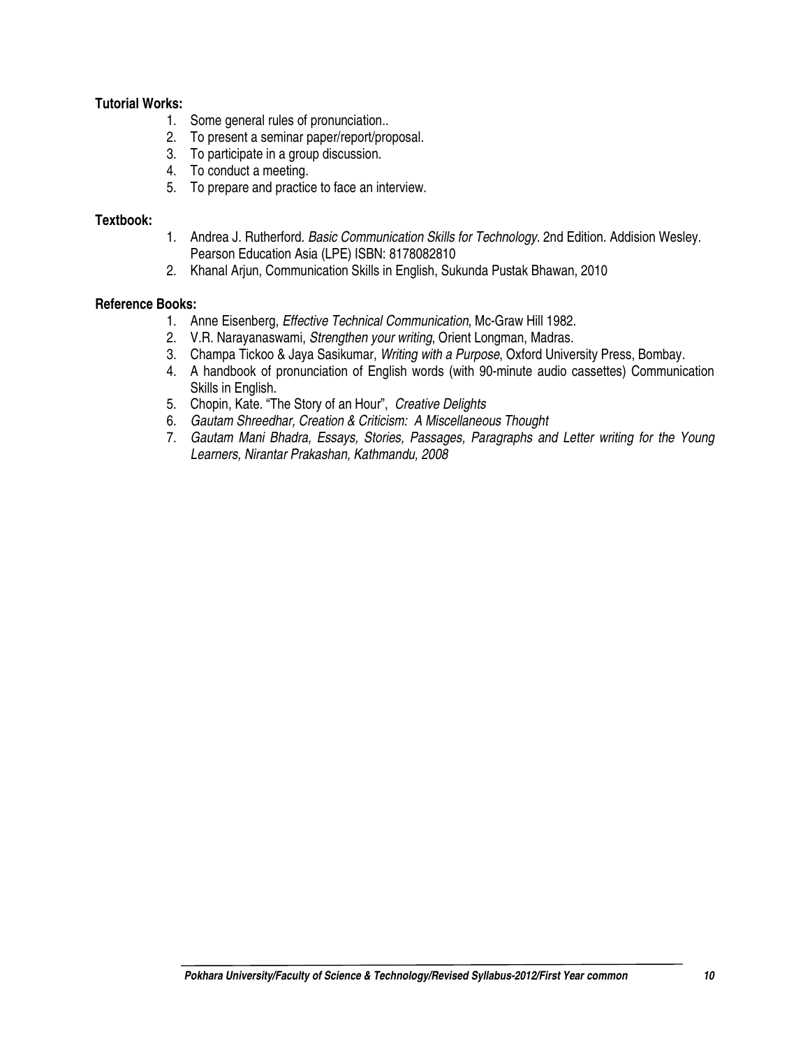**Tutorial Works:**

1. Some general rules of pronunciation..
2. To present a seminar paper/report/proposal.
3. To participate in a group discussion.
4. To conduct a meeting.
5. To prepare and practice to face an interview.

**Textbook:**

1. Andrea J. Rutherford. *Basic Communication Skills for Technology*. 2nd Edition. Addision Wesley. Pearson Education Asia (LPE) ISBN: 8178082810
2. Khanal Arjun, Communication Skills in English, Sukunda Pustak Bhawan, 2010

**Reference Books:**

1. Anne Eisenberg, *Effective Technical Communication*, Mc-Graw Hill 1982.
2. V.R. Narayanaswami, *Strengthen your writing*, Orient Longman, Madras.
3. Champa Tickoo & Jaya Sasikumar, *Writing with a Purpose*, Oxford University Press, Bombay.
4. A handbook of pronunciation of English words (with 90-minute audio cassettes) Communication Skills in English.
5. Chopin, Kate. "The Story of an Hour", *Creative Delights*
6. *Gautam Shreedhar, Creation & Criticism: A Miscellaneous Thought*
7. *Gautam Mani Bhadra, Essays, Stories, Passages, Paragraphs and Letter writing for the Young Learners, Nirantar Prakashan, Kathmandu, 2008*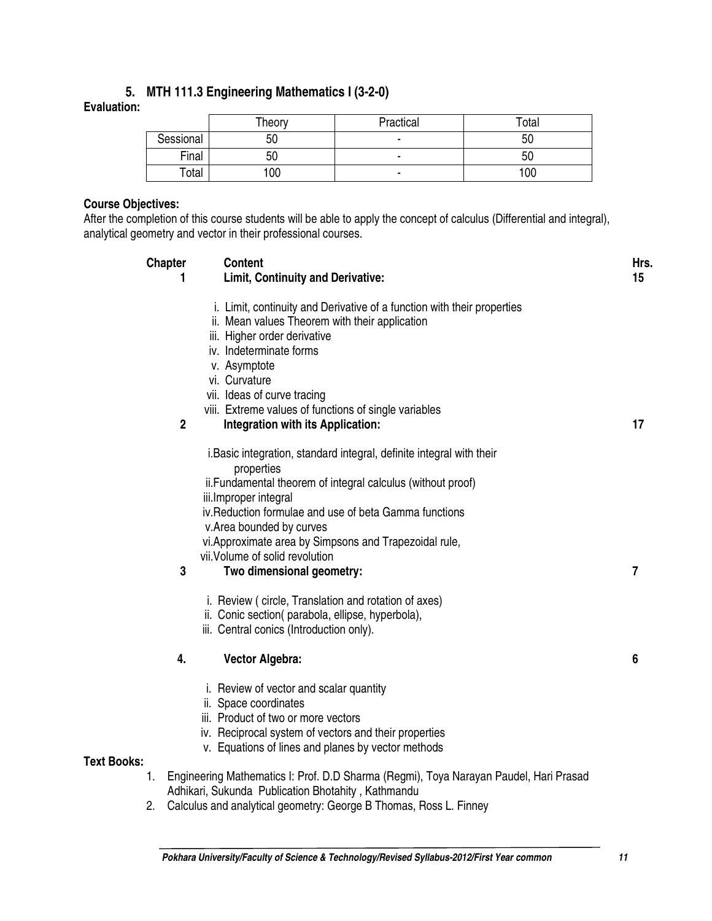## 5. MTH 111.3 Engineering Mathematics I (3-2-0)

**Evaluation:**

| | Theory | Practical | Total |
|---|---|---|---|
| Sessional | 50 | - | 50 |
| Final | 50 | - | 50 |
| Total | 100 | - | 100 |

**Course Objectives:**

After the completion of this course students will be able to apply the concept of calculus (Differential and integral), analytical geometry and vector in their professional courses.

| Chapter | Content | Hrs. |
|---|---|---|
| 1 | **Limit, Continuity and Derivative:** | 15 |

i. Limit, continuity and Derivative of a function with their properties
ii. Mean values Theorem with their application
iii. Higher order derivative
iv. Indeterminate forms
v. Asymptote
vi. Curvature
vii. Ideas of curve tracing
viii. Extreme values of functions of single variables

| Chapter | Content | Hrs. |
|---|---|---|
| 2 | **Integration with its Application:** | 17 |

i. Basic integration, standard integral, definite integral with their properties
ii. Fundamental theorem of integral calculus (without proof)
iii. Improper integral
iv. Reduction formulae and use of beta Gamma functions
v. Area bounded by curves
vi. Approximate area by Simpsons and Trapezoidal rule,
vii. Volume of solid revolution

| Chapter | Content | Hrs. |
|---|---|---|
| 3 | **Two dimensional geometry:** | 7 |

i. Review ( circle, Translation and rotation of axes)
ii. Conic section( parabola, ellipse, hyperbola),
iii. Central conics (Introduction only).

| Chapter | Content | Hrs. |
|---|---|---|
| 4. | **Vector Algebra:** | 6 |

i. Review of vector and scalar quantity
ii. Space coordinates
iii. Product of two or more vectors
iv. Reciprocal system of vectors and their properties
v. Equations of lines and planes by vector methods

**Text Books:**

1. Engineering Mathematics I: Prof. D.D Sharma (Regmi), Toya Narayan Paudel, Hari Prasad Adhikari, Sukunda Publication Bhotahity , Kathmandu
2. Calculus and analytical geometry: George B Thomas, Ross L. Finney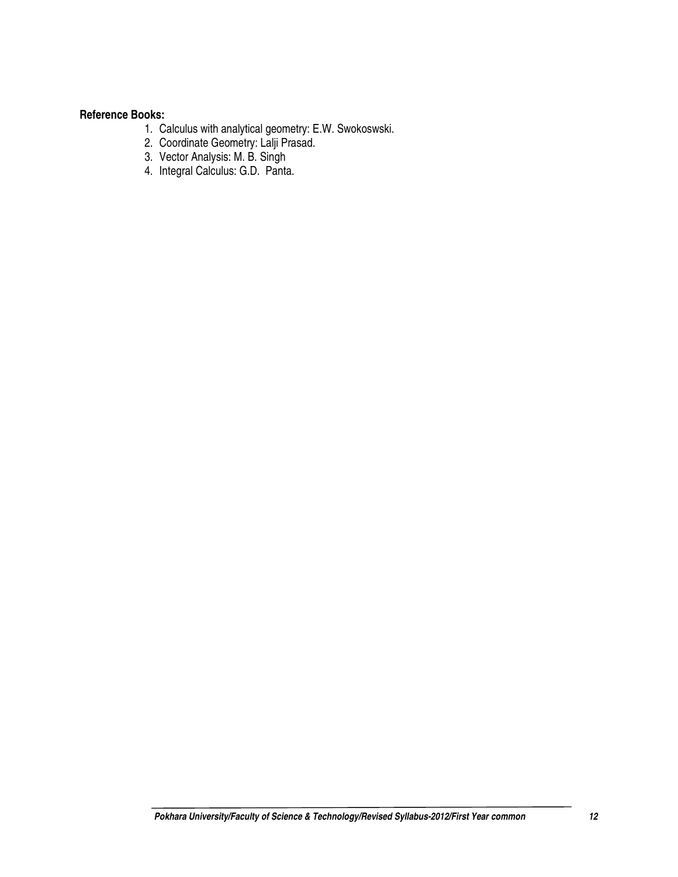**Reference Books:**

1. Calculus with analytical geometry: E.W. Swokoswski.
2. Coordinate Geometry: Lalji Prasad.
3. Vector Analysis: M. B. Singh
4. Integral Calculus: G.D. Panta.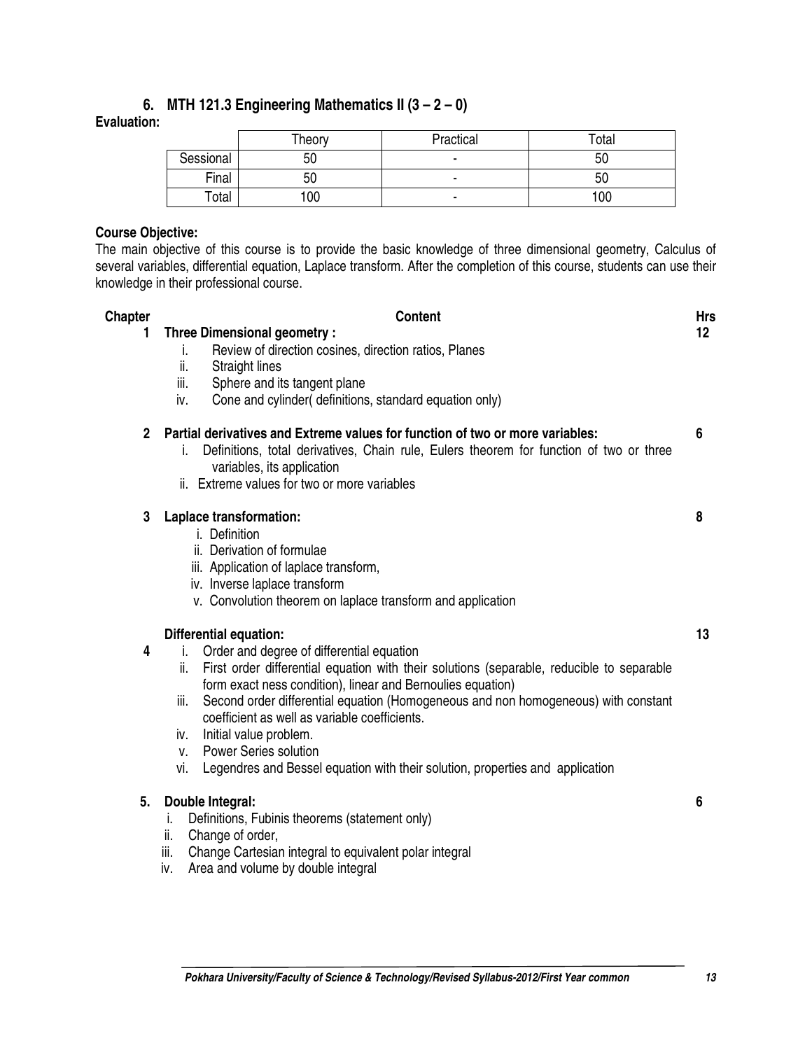## 6. MTH 121.3 Engineering Mathematics II (3 – 2 – 0)

**Evaluation:**

| | Theory | Practical | Total |
|---|---|---|---|
| Sessional | 50 | - | 50 |
| Final | 50 | - | 50 |
| Total | 100 | - | 100 |

**Course Objective:**

The main objective of this course is to provide the basic knowledge of three dimensional geometry, Calculus of several variables, differential equation, Laplace transform. After the completion of this course, students can use their knowledge in their professional course.

| Chapter | Content | Hrs |
|---|---|---|
| 1 | **Three Dimensional geometry :**<br>i. Review of direction cosines, direction ratios, Planes<br>ii. Straight lines<br>iii. Sphere and its tangent plane<br>iv. Cone and cylinder( definitions, standard equation only) | 12 |
| 2 | **Partial derivatives and Extreme values for function of two or more variables:**<br>i. Definitions, total derivatives, Chain rule, Eulers theorem for function of two or three variables, its application<br>ii. Extreme values for two or more variables | 6 |
| 3 | **Laplace transformation:**<br>i. Definition<br>ii. Derivation of formulae<br>iii. Application of laplace transform,<br>iv. Inverse laplace transform<br>v. Convolution theorem on laplace transform and application | 8 |
| 4 | **Differential equation:**<br>i. Order and degree of differential equation<br>ii. First order differential equation with their solutions (separable, reducible to separable form exact ness condition), linear and Bernoulies equation)<br>iii. Second order differential equation (Homogeneous and non homogeneous) with constant coefficient as well as variable coefficients.<br>iv. Initial value problem.<br>v. Power Series solution<br>vi. Legendres and Bessel equation with their solution, properties and application | 13 |
| 5. | **Double Integral:**<br>i. Definitions, Fubinis theorems (statement only)<br>ii. Change of order,<br>iii. Change Cartesian integral to equivalent polar integral<br>iv. Area and volume by double integral | 6 |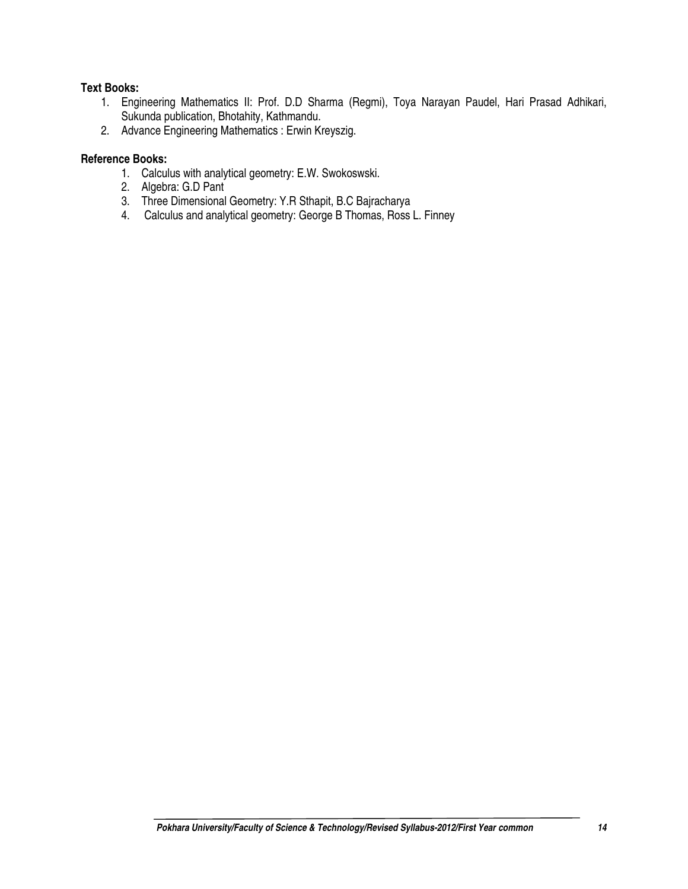**Text Books:**

1. Engineering Mathematics II: Prof. D.D Sharma (Regmi), Toya Narayan Paudel, Hari Prasad Adhikari, Sukunda publication, Bhotahity, Kathmandu.
2. Advance Engineering Mathematics : Erwin Kreyszig.

**Reference Books:**

1. Calculus with analytical geometry: E.W. Swokoswski.
2. Algebra: G.D Pant
3. Three Dimensional Geometry: Y.R Sthapit, B.C Bajracharya
4. Calculus and analytical geometry: George B Thomas, Ross L. Finney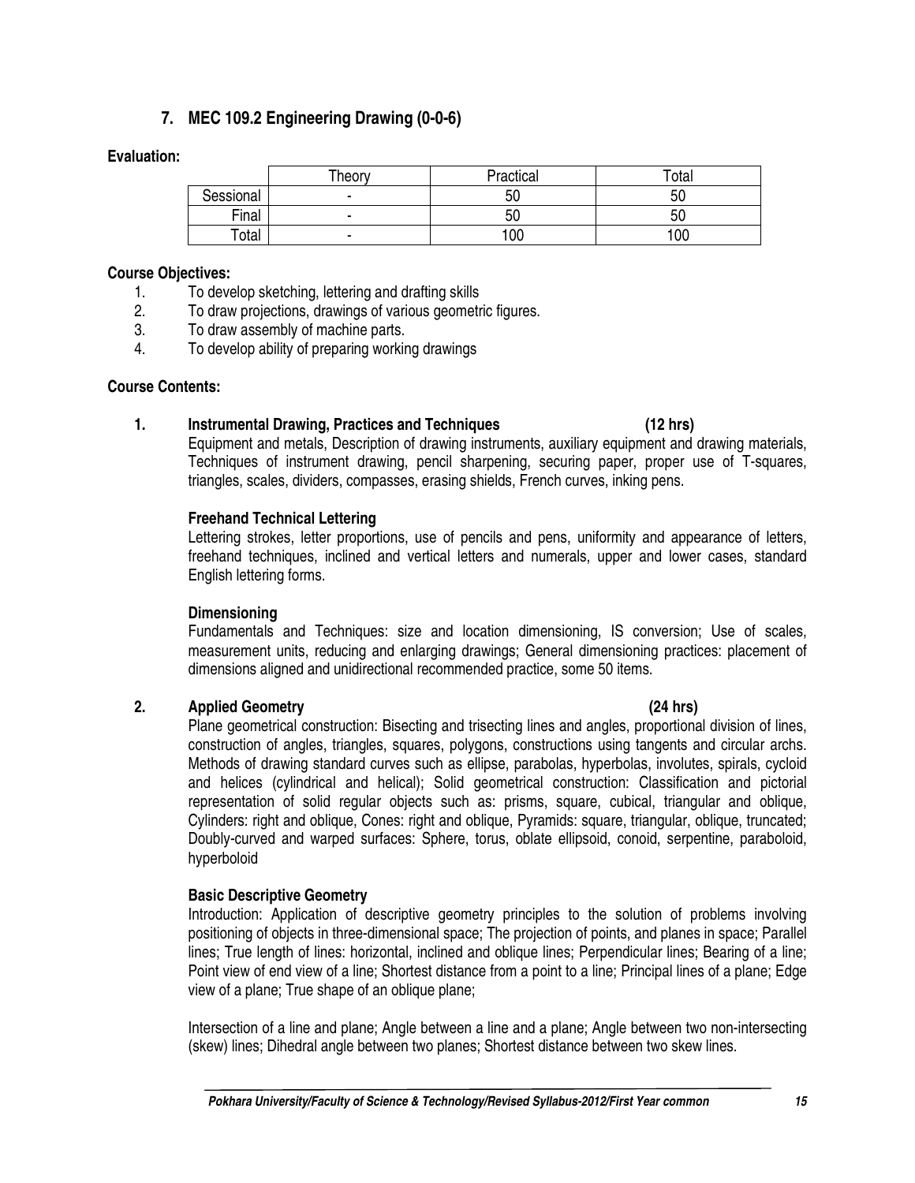## 7. MEC 109.2 Engineering Drawing (0-0-6)

**Evaluation:**

| | Theory | Practical | Total |
|---|---|---|---|
| Sessional | - | 50 | 50 |
| Final | - | 50 | 50 |
| Total | - | 100 | 100 |

**Course Objectives:**

1. To develop sketching, lettering and drafting skills
2. To draw projections, drawings of various geometric figures.
3. To draw assembly of machine parts.
4. To develop ability of preparing working drawings

**Course Contents:**

**1. Instrumental Drawing, Practices and Techniques (12 hrs)**

Equipment and metals, Description of drawing instruments, auxiliary equipment and drawing materials, Techniques of instrument drawing, pencil sharpening, securing paper, proper use of T-squares, triangles, scales, dividers, compasses, erasing shields, French curves, inking pens.

**Freehand Technical Lettering**

Lettering strokes, letter proportions, use of pencils and pens, uniformity and appearance of letters, freehand techniques, inclined and vertical letters and numerals, upper and lower cases, standard English lettering forms.

**Dimensioning**

Fundamentals and Techniques: size and location dimensioning, IS conversion; Use of scales, measurement units, reducing and enlarging drawings; General dimensioning practices: placement of dimensions aligned and unidirectional recommended practice, some 50 items.

**2. Applied Geometry (24 hrs)**

Plane geometrical construction: Bisecting and trisecting lines and angles, proportional division of lines, construction of angles, triangles, squares, polygons, constructions using tangents and circular archs. Methods of drawing standard curves such as ellipse, parabolas, hyperbolas, involutes, spirals, cycloid and helices (cylindrical and helical); Solid geometrical construction: Classification and pictorial representation of solid regular objects such as: prisms, square, cubical, triangular and oblique, Cylinders: right and oblique, Cones: right and oblique, Pyramids: square, triangular, oblique, truncated; Doubly-curved and warped surfaces: Sphere, torus, oblate ellipsoid, conoid, serpentine, paraboloid, hyperboloid

**Basic Descriptive Geometry**

Introduction: Application of descriptive geometry principles to the solution of problems involving positioning of objects in three-dimensional space; The projection of points, and planes in space; Parallel lines; True length of lines: horizontal, inclined and oblique lines; Perpendicular lines; Bearing of a line; Point view of end view of a line; Shortest distance from a point to a line; Principal lines of a plane; Edge view of a plane; True shape of an oblique plane;

Intersection of a line and plane; Angle between a line and a plane; Angle between two non-intersecting (skew) lines; Dihedral angle between two planes; Shortest distance between two skew lines.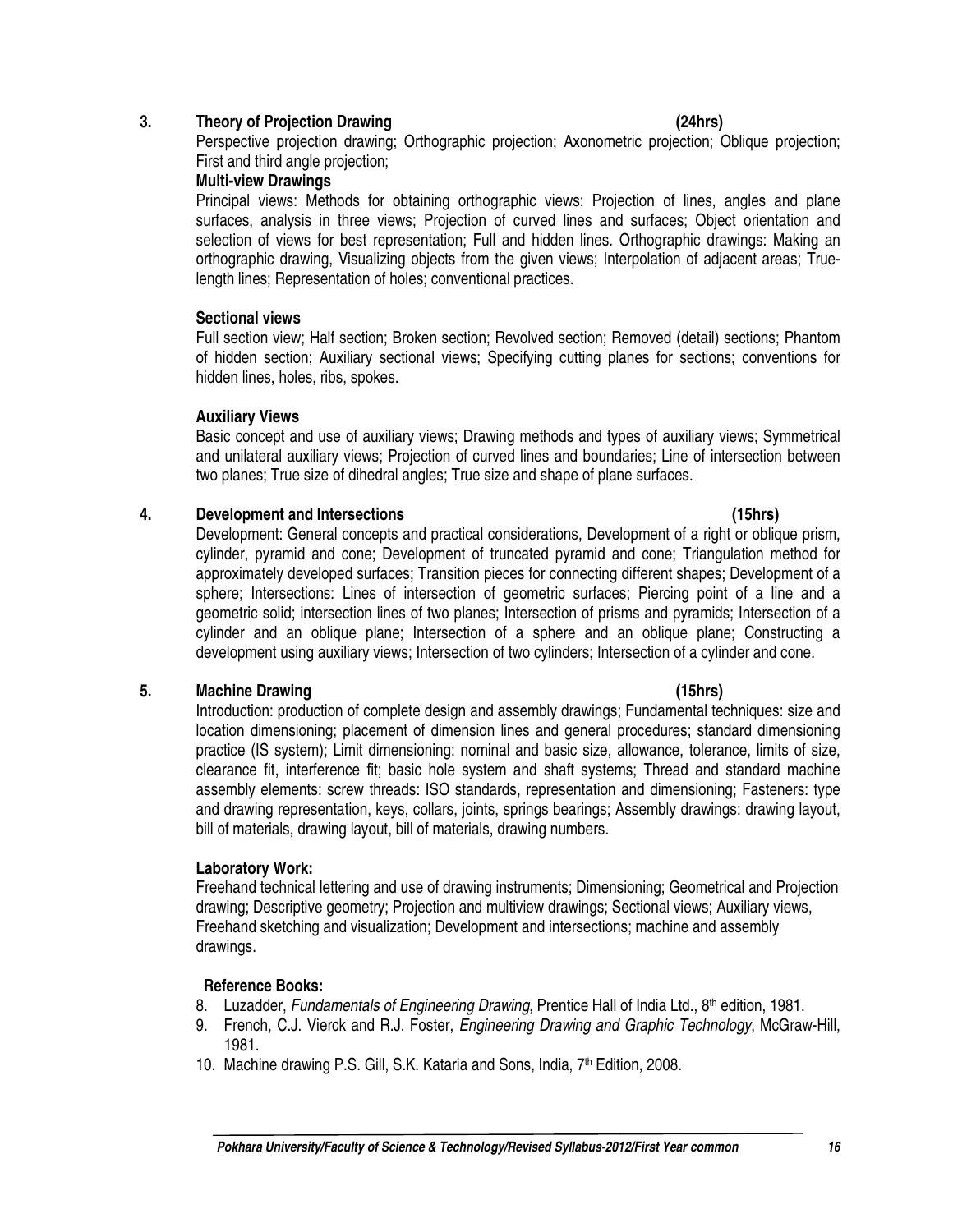## 3. Theory of Projection Drawing (24hrs)

Perspective projection drawing; Orthographic projection; Axonometric projection; Oblique projection; First and third angle projection;

**Multi-view Drawings**

Principal views: Methods for obtaining orthographic views: Projection of lines, angles and plane surfaces, analysis in three views; Projection of curved lines and surfaces; Object orientation and selection of views for best representation; Full and hidden lines. Orthographic drawings: Making an orthographic drawing, Visualizing objects from the given views; Interpolation of adjacent areas; True-length lines; Representation of holes; conventional practices.

**Sectional views**

Full section view; Half section; Broken section; Revolved section; Removed (detail) sections; Phantom of hidden section; Auxiliary sectional views; Specifying cutting planes for sections; conventions for hidden lines, holes, ribs, spokes.

**Auxiliary Views**

Basic concept and use of auxiliary views; Drawing methods and types of auxiliary views; Symmetrical and unilateral auxiliary views; Projection of curved lines and boundaries; Line of intersection between two planes; True size of dihedral angles; True size and shape of plane surfaces.

## 4. Development and Intersections (15hrs)

Development: General concepts and practical considerations, Development of a right or oblique prism, cylinder, pyramid and cone; Development of truncated pyramid and cone; Triangulation method for approximately developed surfaces; Transition pieces for connecting different shapes; Development of a sphere; Intersections: Lines of intersection of geometric surfaces; Piercing point of a line and a geometric solid; intersection lines of two planes; Intersection of prisms and pyramids; Intersection of a cylinder and an oblique plane; Intersection of a sphere and an oblique plane; Constructing a development using auxiliary views; Intersection of two cylinders; Intersection of a cylinder and cone.

## 5. Machine Drawing (15hrs)

Introduction: production of complete design and assembly drawings; Fundamental techniques: size and location dimensioning; placement of dimension lines and general procedures; standard dimensioning practice (IS system); Limit dimensioning: nominal and basic size, allowance, tolerance, limits of size, clearance fit, interference fit; basic hole system and shaft systems; Thread and standard machine assembly elements: screw threads: ISO standards, representation and dimensioning; Fasteners: type and drawing representation, keys, collars, joints, springs bearings; Assembly drawings: drawing layout, bill of materials, drawing layout, bill of materials, drawing numbers.

**Laboratory Work:**

Freehand technical lettering and use of drawing instruments; Dimensioning; Geometrical and Projection drawing; Descriptive geometry; Projection and multiview drawings; Sectional views; Auxiliary views, Freehand sketching and visualization; Development and intersections; machine and assembly drawings.

**Reference Books:**

8. Luzadder, *Fundamentals of Engineering Drawing*, Prentice Hall of India Ltd., 8th edition, 1981.
9. French, C.J. Vierck and R.J. Foster, *Engineering Drawing and Graphic Technology*, McGraw-Hill, 1981.
10. Machine drawing P.S. Gill, S.K. Kataria and Sons, India, 7th Edition, 2008.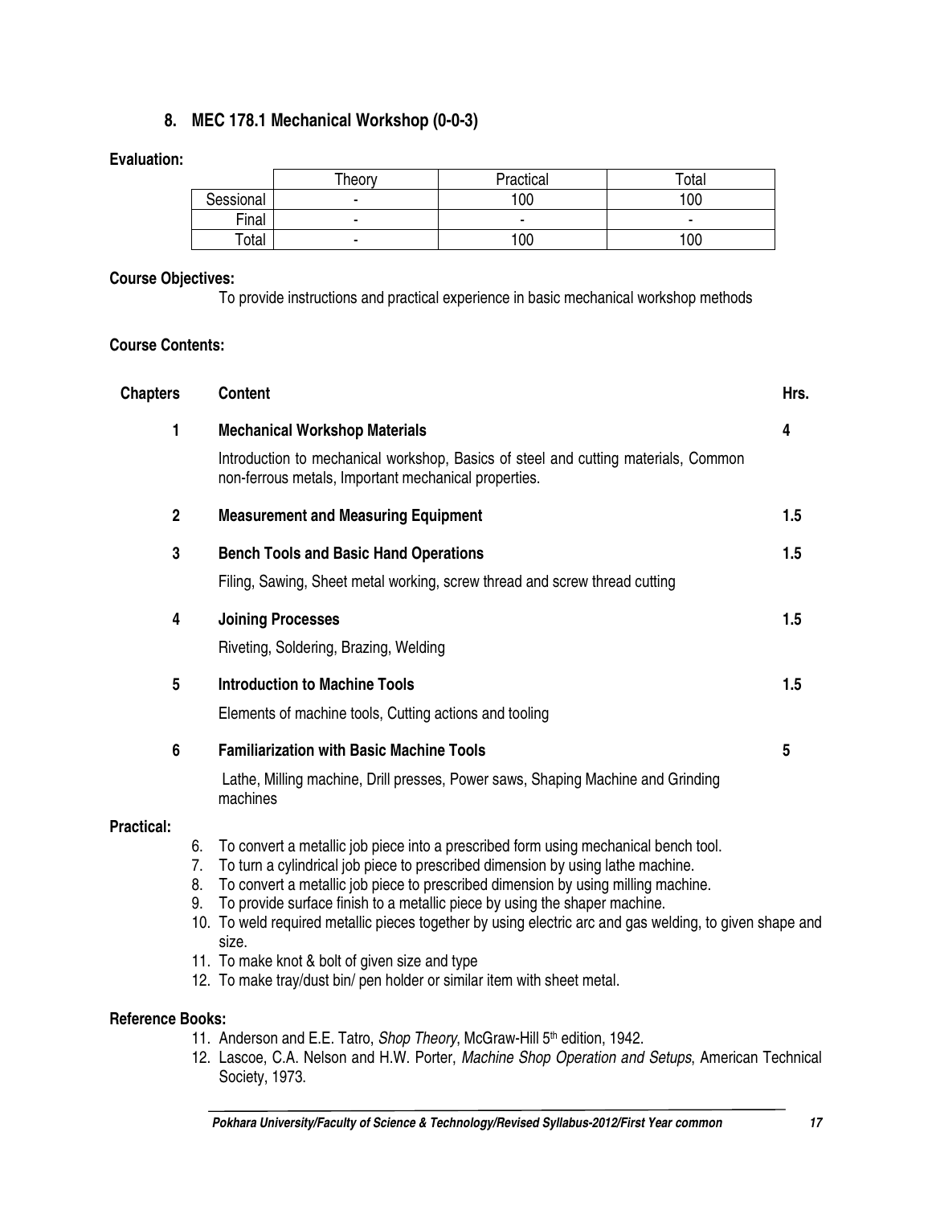## 8. MEC 178.1 Mechanical Workshop (0-0-3)

**Evaluation:**

| | Theory | Practical | Total |
|---|---|---|---|
| Sessional | - | 100 | 100 |
| Final | - | - | - |
| Total | - | 100 | 100 |

**Course Objectives:**

To provide instructions and practical experience in basic mechanical workshop methods

**Course Contents:**

| Chapters | Content | Hrs. |
|---|---|---|
| 1 | **Mechanical Workshop Materials**<br>Introduction to mechanical workshop, Basics of steel and cutting materials, Common non-ferrous metals, Important mechanical properties. | 4 |
| 2 | **Measurement and Measuring Equipment** | 1.5 |
| 3 | **Bench Tools and Basic Hand Operations**<br>Filing, Sawing, Sheet metal working, screw thread and screw thread cutting | 1.5 |
| 4 | **Joining Processes**<br>Riveting, Soldering, Brazing, Welding | 1.5 |
| 5 | **Introduction to Machine Tools**<br>Elements of machine tools, Cutting actions and tooling | 1.5 |
| 6 | **Familiarization with Basic Machine Tools**<br>Lathe, Milling machine, Drill presses, Power saws, Shaping Machine and Grinding machines | 5 |

**Practical:**

6. To convert a metallic job piece into a prescribed form using mechanical bench tool.
7. To turn a cylindrical job piece to prescribed dimension by using lathe machine.
8. To convert a metallic job piece to prescribed dimension by using milling machine.
9. To provide surface finish to a metallic piece by using the shaper machine.
10. To weld required metallic pieces together by using electric arc and gas welding, to given shape and size.
11. To make knot & bolt of given size and type
12. To make tray/dust bin/ pen holder or similar item with sheet metal.

**Reference Books:**

11. Anderson and E.E. Tatro, *Shop Theory*, McGraw-Hill 5th edition, 1942.
12. Lascoe, C.A. Nelson and H.W. Porter, *Machine Shop Operation and Setups*, American Technical Society, 1973.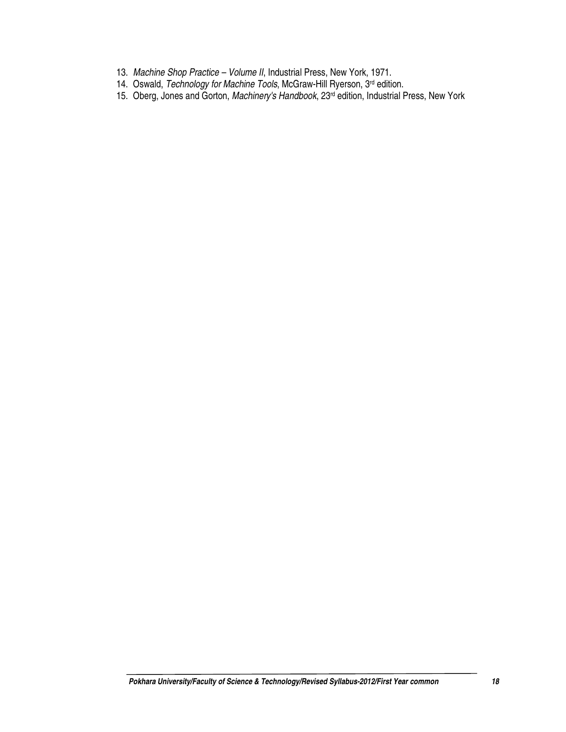13. *Machine Shop Practice – Volume II*, Industrial Press, New York, 1971.
14. Oswald, *Technology for Machine Tools*, McGraw-Hill Ryerson, 3rd edition.
15. Oberg, Jones and Gorton, *Machinery's Handbook*, 23rd edition, Industrial Press, New York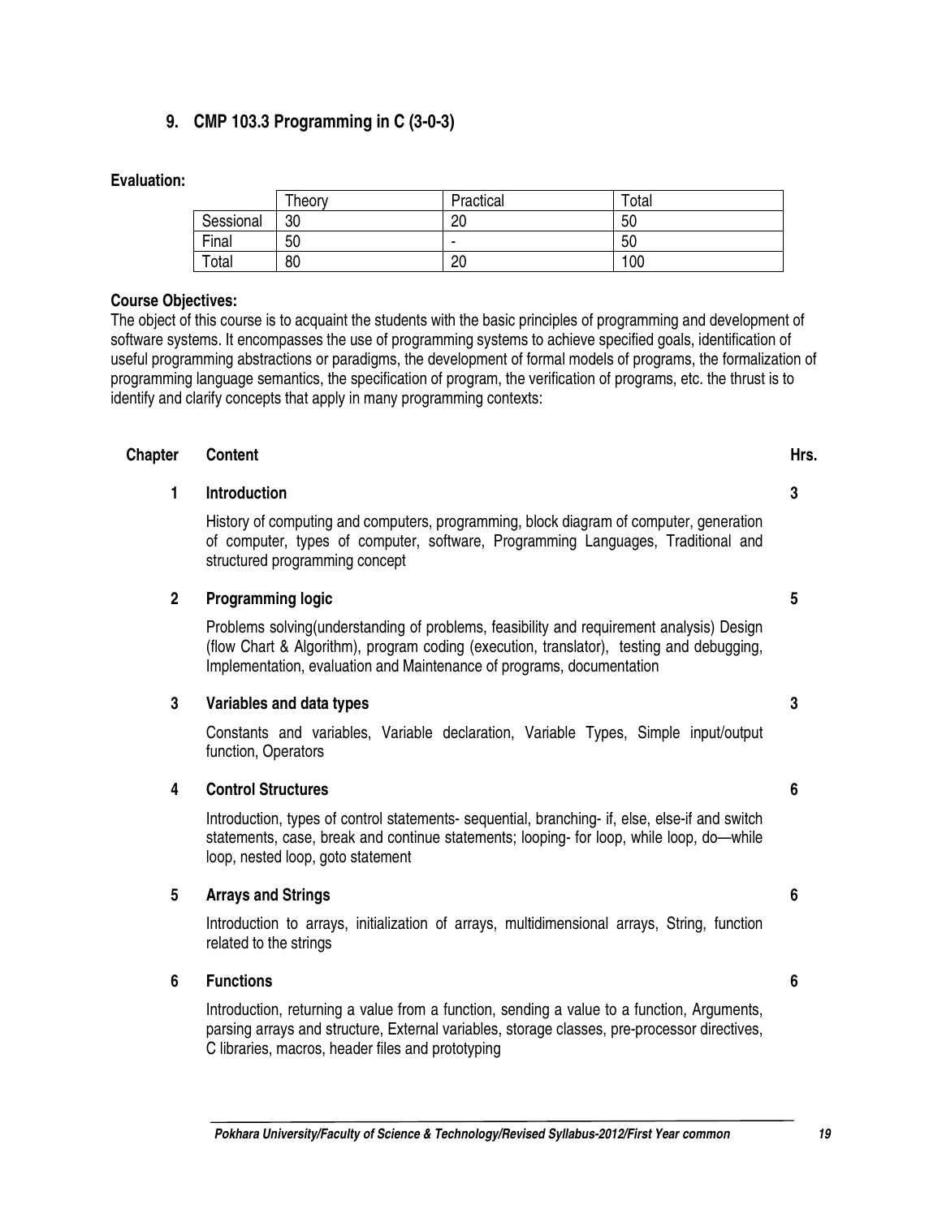## 9. CMP 103.3 Programming in C (3-0-3)

**Evaluation:**

| | Theory | Practical | Total |
|---|---|---|---|
| Sessional | 30 | 20 | 50 |
| Final | 50 | - | 50 |
| Total | 80 | 20 | 100 |

**Course Objectives:**

The object of this course is to acquaint the students with the basic principles of programming and development of software systems. It encompasses the use of programming systems to achieve specified goals, identification of useful programming abstractions or paradigms, the development of formal models of programs, the formalization of programming language semantics, the specification of program, the verification of programs, etc. the thrust is to identify and clarify concepts that apply in many programming contexts:

| Chapter | Content | Hrs. |
|---|---|---|
| 1 | **Introduction**<br>History of computing and computers, programming, block diagram of computer, generation of computer, types of computer, software, Programming Languages, Traditional and structured programming concept | 3 |
| 2 | **Programming logic**<br>Problems solving(understanding of problems, feasibility and requirement analysis) Design (flow Chart & Algorithm), program coding (execution, translator), testing and debugging, Implementation, evaluation and Maintenance of programs, documentation | 5 |
| 3 | **Variables and data types**<br>Constants and variables, Variable declaration, Variable Types, Simple input/output function, Operators | 3 |
| 4 | **Control Structures**<br>Introduction, types of control statements- sequential, branching- if, else, else-if and switch statements, case, break and continue statements; looping- for loop, while loop, do—while loop, nested loop, goto statement | 6 |
| 5 | **Arrays and Strings**<br>Introduction to arrays, initialization of arrays, multidimensional arrays, String, function related to the strings | 6 |
| 6 | **Functions**<br>Introduction, returning a value from a function, sending a value to a function, Arguments, parsing arrays and structure, External variables, storage classes, pre-processor directives, C libraries, macros, header files and prototyping | 6 |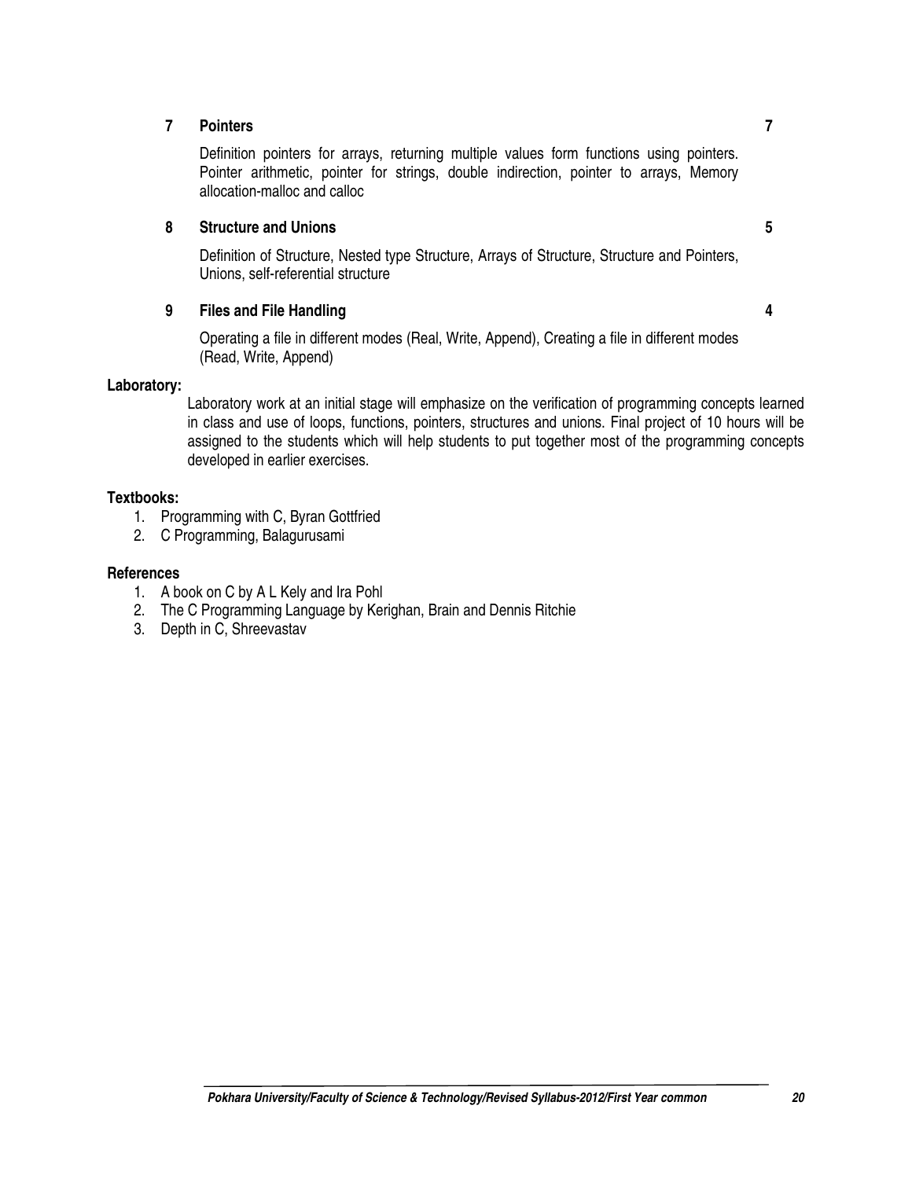**7 Pointers** **7**

Definition pointers for arrays, returning multiple values form functions using pointers. Pointer arithmetic, pointer for strings, double indirection, pointer to arrays, Memory allocation-malloc and calloc

**8 Structure and Unions** **5**

Definition of Structure, Nested type Structure, Arrays of Structure, Structure and Pointers, Unions, self-referential structure

**9 Files and File Handling** **4**

Operating a file in different modes (Real, Write, Append), Creating a file in different modes (Read, Write, Append)

**Laboratory:**

Laboratory work at an initial stage will emphasize on the verification of programming concepts learned in class and use of loops, functions, pointers, structures and unions. Final project of 10 hours will be assigned to the students which will help students to put together most of the programming concepts developed in earlier exercises.

**Textbooks:**

1. Programming with C, Byran Gottfried
2. C Programming, Balagurusami

**References**

1. A book on C by A L Kely and Ira Pohl
2. The C Programming Language by Kerighan, Brain and Dennis Ritchie
3. Depth in C, Shreevastav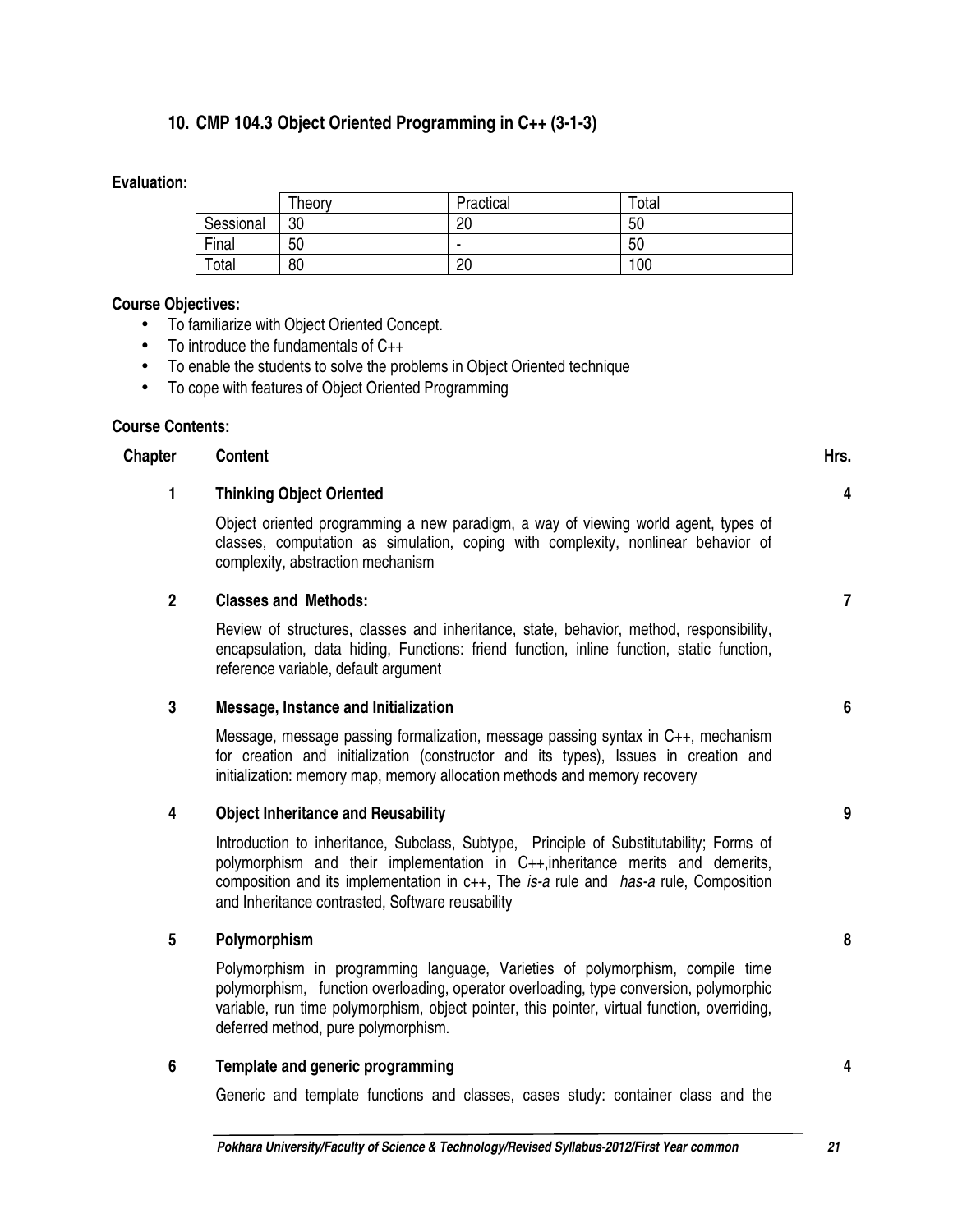## 10. CMP 104.3 Object Oriented Programming in C++ (3-1-3)

**Evaluation:**

| | Theory | Practical | Total |
|---|---|---|---|
| Sessional | 30 | 20 | 50 |
| Final | 50 | - | 50 |
| Total | 80 | 20 | 100 |

**Course Objectives:**

- To familiarize with Object Oriented Concept.
- To introduce the fundamentals of C++
- To enable the students to solve the problems in Object Oriented technique
- To cope with features of Object Oriented Programming

**Course Contents:**

| Chapter | Content | Hrs. |
|---|---|---|
| 1 | **Thinking Object Oriented**<br>Object oriented programming a new paradigm, a way of viewing world agent, types of classes, computation as simulation, coping with complexity, nonlinear behavior of complexity, abstraction mechanism | 4 |
| 2 | **Classes and Methods:**<br>Review of structures, classes and inheritance, state, behavior, method, responsibility, encapsulation, data hiding, Functions: friend function, inline function, static function, reference variable, default argument | 7 |
| 3 | **Message, Instance and Initialization**<br>Message, message passing formalization, message passing syntax in C++, mechanism for creation and initialization (constructor and its types), Issues in creation and initialization: memory map, memory allocation methods and memory recovery | 6 |
| 4 | **Object Inheritance and Reusability**<br>Introduction to inheritance, Subclass, Subtype, Principle of Substitutability; Forms of polymorphism and their implementation in C++,inheritance merits and demerits, composition and its implementation in c++, The *is-a* rule and *has-a* rule, Composition and Inheritance contrasted, Software reusability | 9 |
| 5 | **Polymorphism**<br>Polymorphism in programming language, Varieties of polymorphism, compile time polymorphism, function overloading, operator overloading, type conversion, polymorphic variable, run time polymorphism, object pointer, this pointer, virtual function, overriding, deferred method, pure polymorphism. | 8 |
| 6 | **Template and generic programming**<br>Generic and template functions and classes, cases study: container class and the | 4 |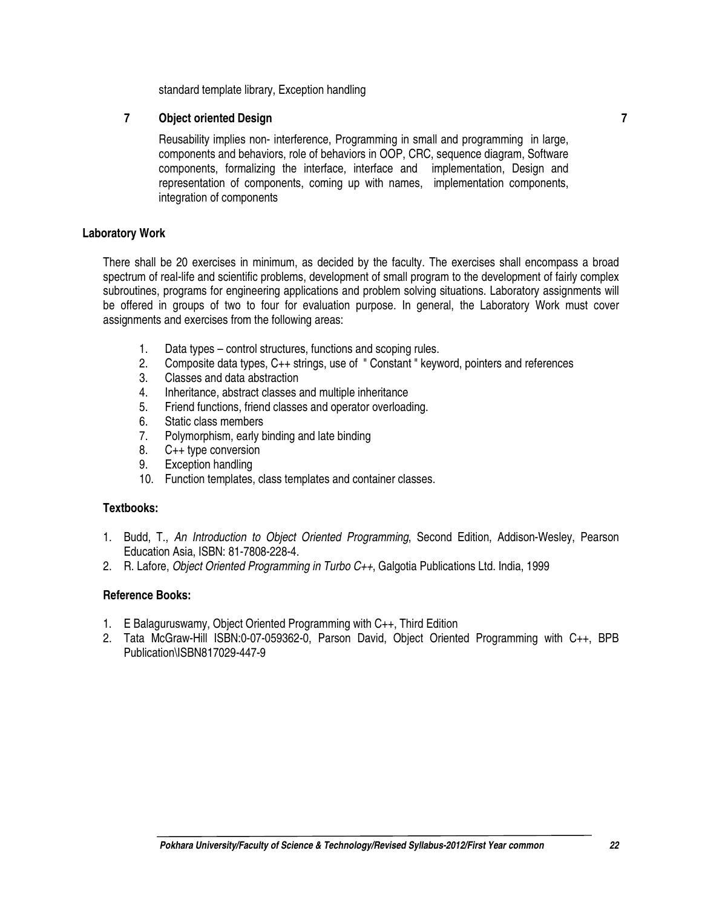standard template library, Exception handling

**7 Object oriented Design** **7**

Reusability implies non- interference, Programming in small and programming in large, components and behaviors, role of behaviors in OOP, CRC, sequence diagram, Software components, formalizing the interface, interface and implementation, Design and representation of components, coming up with names, implementation components, integration of components

### Laboratory Work

There shall be 20 exercises in minimum, as decided by the faculty. The exercises shall encompass a broad spectrum of real-life and scientific problems, development of small program to the development of fairly complex subroutines, programs for engineering applications and problem solving situations. Laboratory assignments will be offered in groups of two to four for evaluation purpose. In general, the Laboratory Work must cover assignments and exercises from the following areas:

1. Data types – control structures, functions and scoping rules.
2. Composite data types, C++ strings, use of " Constant " keyword, pointers and references
3. Classes and data abstraction
4. Inheritance, abstract classes and multiple inheritance
5. Friend functions, friend classes and operator overloading.
6. Static class members
7. Polymorphism, early binding and late binding
8. C++ type conversion
9. Exception handling
10. Function templates, class templates and container classes.

### Textbooks:

1. Budd, T., *An Introduction to Object Oriented Programming*, Second Edition, Addison-Wesley, Pearson Education Asia, ISBN: 81-7808-228-4.
2. R. Lafore, *Object Oriented Programming in Turbo C++*, Galgotia Publications Ltd. India, 1999

### Reference Books:

1. E Balaguruswamy, Object Oriented Programming with C++, Third Edition
2. Tata McGraw-Hill ISBN:0-07-059362-0, Parson David, Object Oriented Programming with C++, BPB Publication\ISBN817029-447-9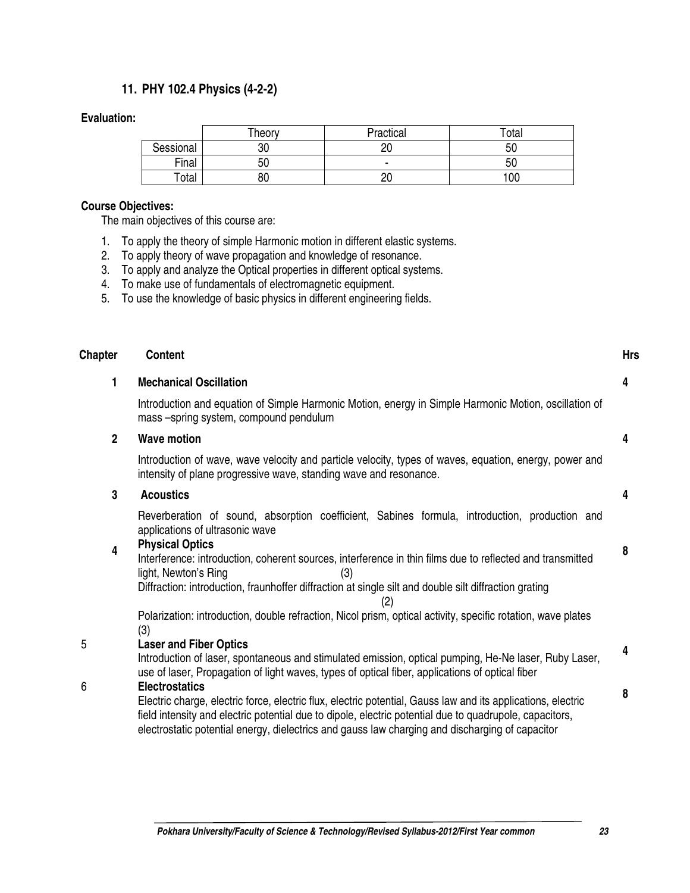## 11. PHY 102.4 Physics (4-2-2)

**Evaluation:**

| | Theory | Practical | Total |
|---|---|---|---|
| Sessional | 30 | 20 | 50 |
| Final | 50 | - | 50 |
| Total | 80 | 20 | 100 |

**Course Objectives:**

The main objectives of this course are:

1. To apply the theory of simple Harmonic motion in different elastic systems.
2. To apply theory of wave propagation and knowledge of resonance.
3. To apply and analyze the Optical properties in different optical systems.
4. To make use of fundamentals of electromagnetic equipment.
5. To use the knowledge of basic physics in different engineering fields.

| Chapter | Content | Hrs |
|---|---|---|
| 1 | **Mechanical Oscillation**<br>Introduction and equation of Simple Harmonic Motion, energy in Simple Harmonic Motion, oscillation of mass –spring system, compound pendulum | 4 |
| 2 | **Wave motion**<br>Introduction of wave, wave velocity and particle velocity, types of waves, equation, energy, power and intensity of plane progressive wave, standing wave and resonance. | 4 |
| 3 | **Acoustics**<br>Reverberation of sound, absorption coefficient, Sabines formula, introduction, production and applications of ultrasonic wave | 4 |
| 4 | **Physical Optics**<br>Interference: introduction, coherent sources, interference in thin films due to reflected and transmitted light, Newton's Ring (3)<br>Diffraction: introduction, fraunhoffer diffraction at single silt and double silt diffraction grating (2)<br>Polarization: introduction, double refraction, Nicol prism, optical activity, specific rotation, wave plates (3) | 8 |
| 5 | **Laser and Fiber Optics**<br>Introduction of laser, spontaneous and stimulated emission, optical pumping, He-Ne laser, Ruby Laser, use of laser, Propagation of light waves, types of optical fiber, applications of optical fiber | 4 |
| 6 | **Electrostatics**<br>Electric charge, electric force, electric flux, electric potential, Gauss law and its applications, electric field intensity and electric potential due to dipole, electric potential due to quadrupole, capacitors, electrostatic potential energy, dielectrics and gauss law charging and discharging of capacitor | 8 |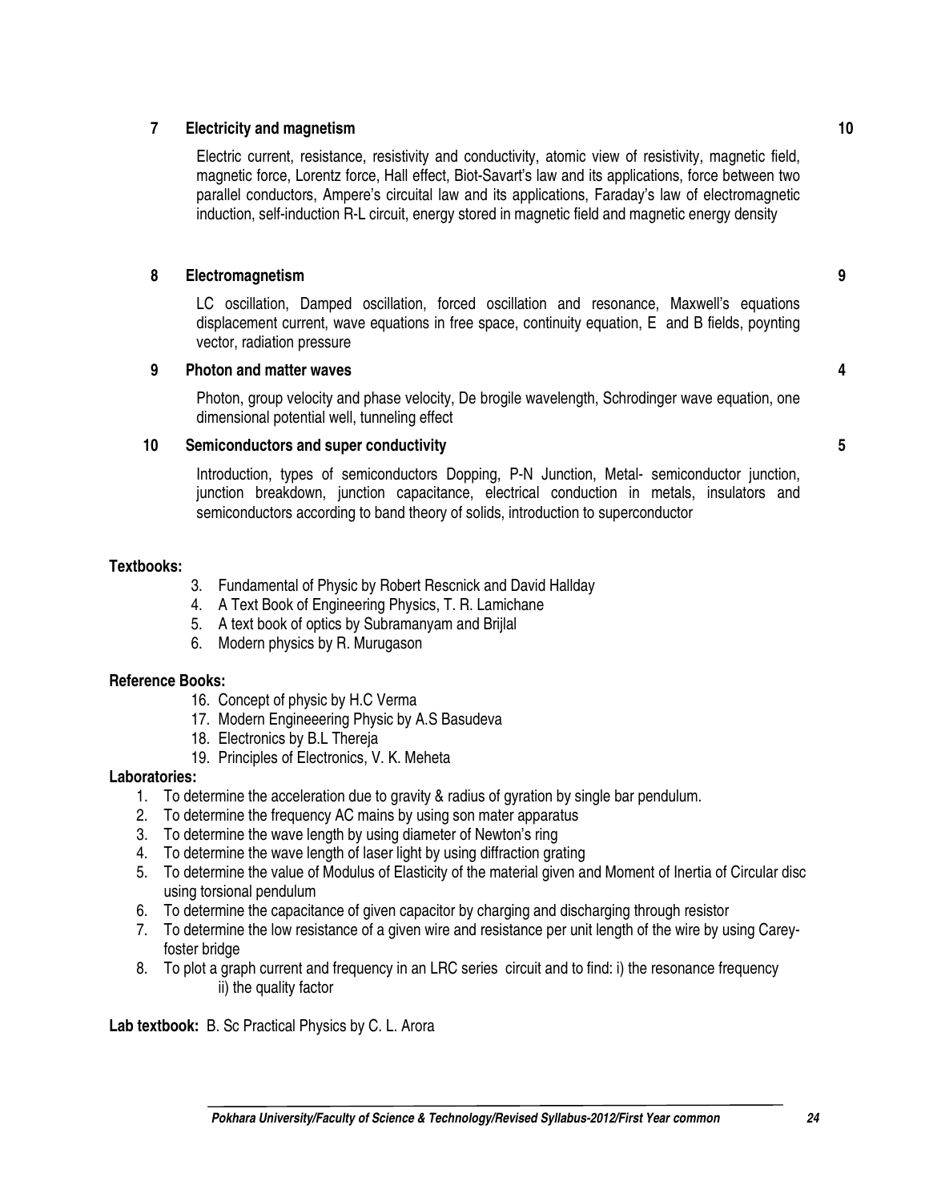**7 Electricity and magnetism** **10**

Electric current, resistance, resistivity and conductivity, atomic view of resistivity, magnetic field, magnetic force, Lorentz force, Hall effect, Biot-Savart's law and its applications, force between two parallel conductors, Ampere's circuital law and its applications, Faraday's law of electromagnetic induction, self-induction R-L circuit, energy stored in magnetic field and magnetic energy density

**8 Electromagnetism** **9**

LC oscillation, Damped oscillation, forced oscillation and resonance, Maxwell's equations displacement current, wave equations in free space, continuity equation, E and B fields, poynting vector, radiation pressure

**9 Photon and matter waves** **4**

Photon, group velocity and phase velocity, De brogile wavelength, Schrodinger wave equation, one dimensional potential well, tunneling effect

**10 Semiconductors and super conductivity** **5**

Introduction, types of semiconductors Dopping, P-N Junction, Metal- semiconductor junction, junction breakdown, junction capacitance, electrical conduction in metals, insulators and semiconductors according to band theory of solids, introduction to superconductor

**Textbooks:**

3. Fundamental of Physic by Robert Rescnick and David Hallday
4. A Text Book of Engineering Physics, T. R. Lamichane
5. A text book of optics by Subramanyam and Brijlal
6. Modern physics by R. Murugason

**Reference Books:**

16. Concept of physic by H.C Verma
17. Modern Engineeering Physic by A.S Basudeva
18. Electronics by B.L Thereja
19. Principles of Electronics, V. K. Meheta

**Laboratories:**

1. To determine the acceleration due to gravity & radius of gyration by single bar pendulum.
2. To determine the frequency AC mains by using son mater apparatus
3. To determine the wave length by using diameter of Newton's ring
4. To determine the wave length of laser light by using diffraction grating
5. To determine the value of Modulus of Elasticity of the material given and Moment of Inertia of Circular disc using torsional pendulum
6. To determine the capacitance of given capacitor by charging and discharging through resistor
7. To determine the low resistance of a given wire and resistance per unit length of the wire by using Carey-foster bridge
8. To plot a graph current and frequency in an LRC series circuit and to find: i) the resonance frequency
   ii) the quality factor

**Lab textbook:** B. Sc Practical Physics by C. L. Arora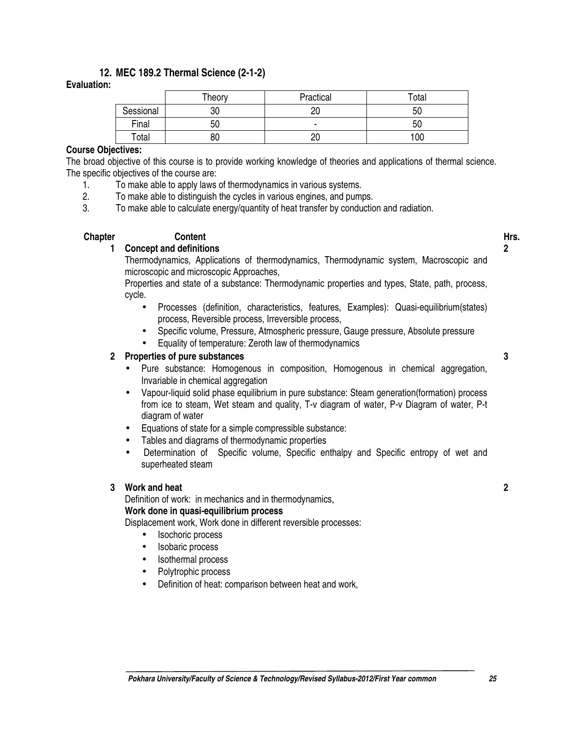## 12. MEC 189.2 Thermal Science (2-1-2)

**Evaluation:**

| | Theory | Practical | Total |
|---|---|---|---|
| Sessional | 30 | 20 | 50 |
| Final | 50 | - | 50 |
| Total | 80 | 20 | 100 |

**Course Objectives:**

The broad objective of this course is to provide working knowledge of theories and applications of thermal science. The specific objectives of the course are:

1. To make able to apply laws of thermodynamics in various systems.
2. To make able to distinguish the cycles in various engines, and pumps.
3. To make able to calculate energy/quantity of heat transfer by conduction and radiation.

| Chapter | Content | Hrs. |
|---|---|---|

**1 Concept and definitions** — **2**

Thermodynamics, Applications of thermodynamics, Thermodynamic system, Macroscopic and microscopic and microscopic Approaches,

Properties and state of a substance: Thermodynamic properties and types, State, path, process, cycle.

- Processes (definition, characteristics, features, Examples): Quasi-equilibrium(states) process, Reversible process, Irreversible process,
- Specific volume, Pressure, Atmospheric pressure, Gauge pressure, Absolute pressure
- Equality of temperature: Zeroth law of thermodynamics

**2 Properties of pure substances** — **3**

- Pure substance: Homogenous in composition, Homogenous in chemical aggregation, Invariable in chemical aggregation
- Vapour-liquid solid phase equilibrium in pure substance: Steam generation(formation) process from ice to steam, Wet steam and quality, T-v diagram of water, P-v Diagram of water, P-t diagram of water
- Equations of state for a simple compressible substance:
- Tables and diagrams of thermodynamic properties
- Determination of Specific volume, Specific enthalpy and Specific entropy of wet and superheated steam

**3 Work and heat** — **2**

Definition of work: in mechanics and in thermodynamics,

**Work done in quasi-equilibrium process**

Displacement work, Work done in different reversible processes:

- Isochoric process
- Isobaric process
- Isothermal process
- Polytrophic process
- Definition of heat: comparison between heat and work,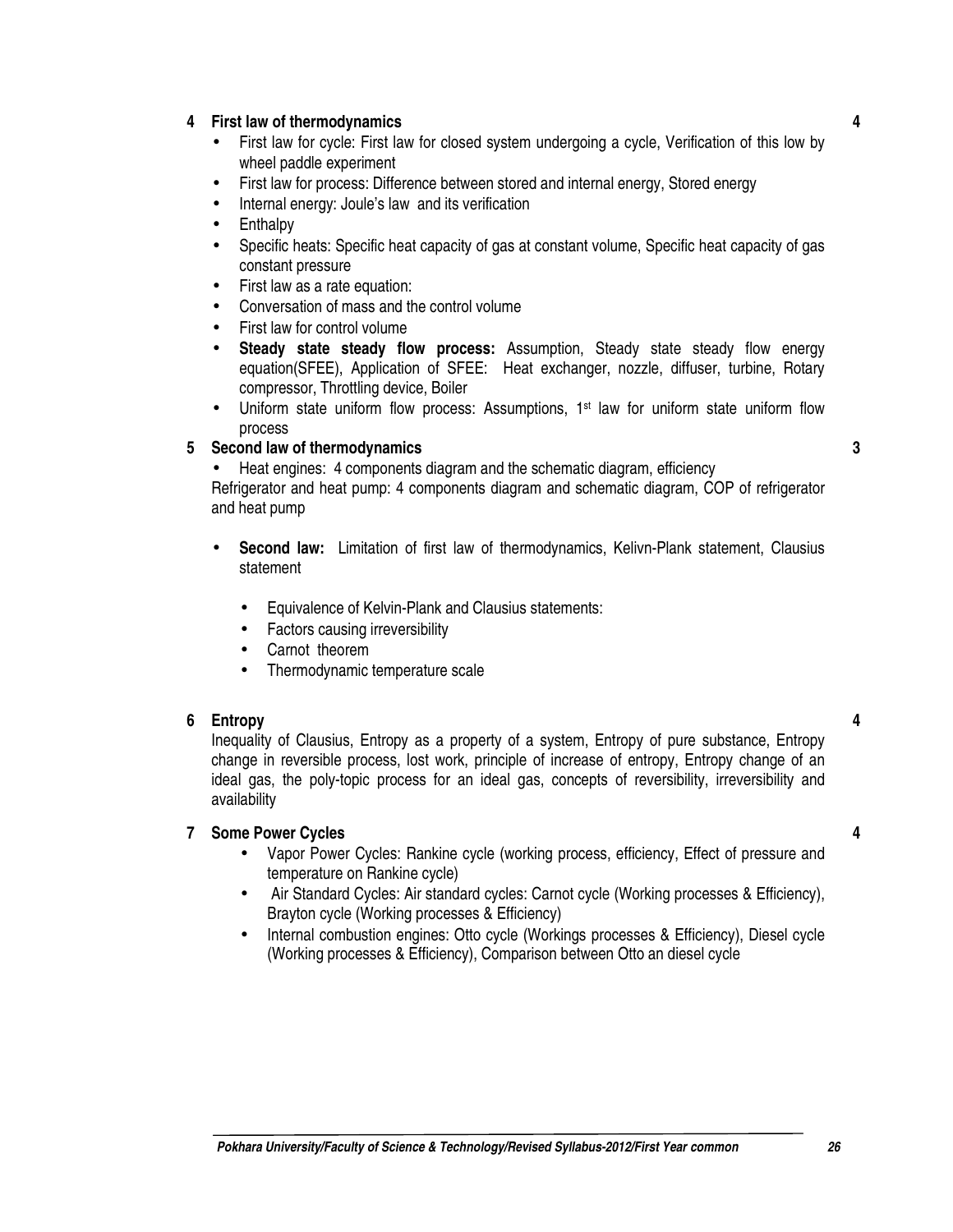**4 First law of thermodynamics** **4**

- First law for cycle: First law for closed system undergoing a cycle, Verification of this low by wheel paddle experiment
- First law for process: Difference between stored and internal energy, Stored energy
- Internal energy: Joule's law and its verification
- Enthalpy
- Specific heats: Specific heat capacity of gas at constant volume, Specific heat capacity of gas constant pressure
- First law as a rate equation:
- Conversation of mass and the control volume
- First law for control volume
- **Steady state steady flow process:** Assumption, Steady state steady flow energy equation(SFEE), Application of SFEE: Heat exchanger, nozzle, diffuser, turbine, Rotary compressor, Throttling device, Boiler
- Uniform state uniform flow process: Assumptions, 1st law for uniform state uniform flow process

**5 Second law of thermodynamics** **3**

- Heat engines: 4 components diagram and the schematic diagram, efficiency

Refrigerator and heat pump: 4 components diagram and schematic diagram, COP of refrigerator and heat pump

- **Second law:** Limitation of first law of thermodynamics, Kelivn-Plank statement, Clausius statement
  - Equivalence of Kelvin-Plank and Clausius statements:
  - Factors causing irreversibility
  - Carnot theorem
  - Thermodynamic temperature scale

**6 Entropy** **4**

Inequality of Clausius, Entropy as a property of a system, Entropy of pure substance, Entropy change in reversible process, lost work, principle of increase of entropy, Entropy change of an ideal gas, the poly-topic process for an ideal gas, concepts of reversibility, irreversibility and availability

**7 Some Power Cycles** **4**

- Vapor Power Cycles: Rankine cycle (working process, efficiency, Effect of pressure and temperature on Rankine cycle)
- Air Standard Cycles: Air standard cycles: Carnot cycle (Working processes & Efficiency), Brayton cycle (Working processes & Efficiency)
- Internal combustion engines: Otto cycle (Workings processes & Efficiency), Diesel cycle (Working processes & Efficiency), Comparison between Otto an diesel cycle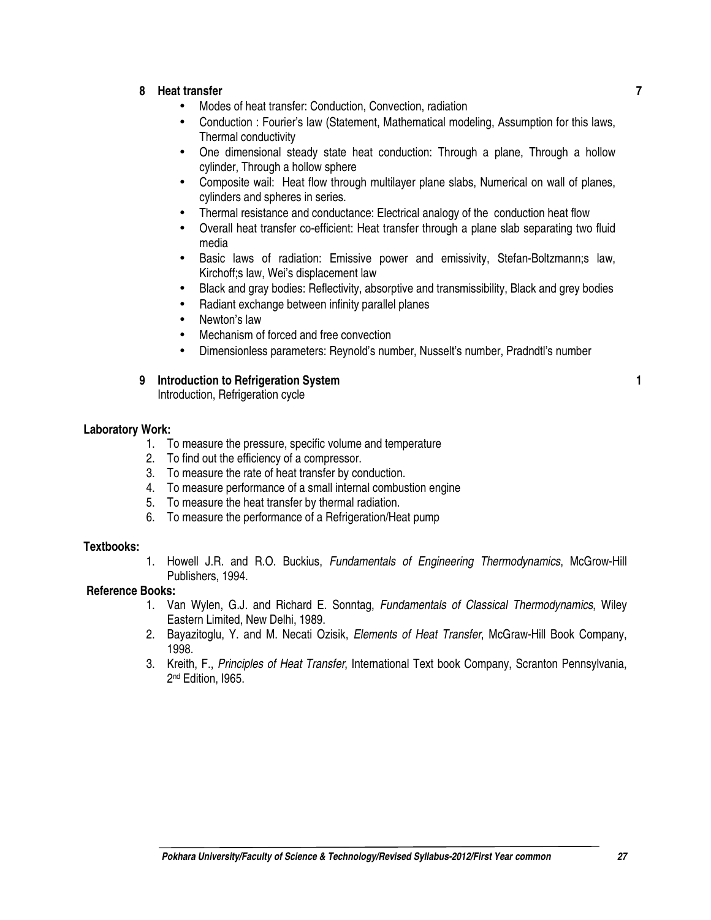### 8 Heat transfer 7

- Modes of heat transfer: Conduction, Convection, radiation
- Conduction : Fourier's law (Statement, Mathematical modeling, Assumption for this laws, Thermal conductivity
- One dimensional steady state heat conduction: Through a plane, Through a hollow cylinder, Through a hollow sphere
- Composite wail: Heat flow through multilayer plane slabs, Numerical on wall of planes, cylinders and spheres in series.
- Thermal resistance and conductance: Electrical analogy of the conduction heat flow
- Overall heat transfer co-efficient: Heat transfer through a plane slab separating two fluid media
- Basic laws of radiation: Emissive power and emissivity, Stefan-Boltzmann;s law, Kirchoff;s law, Wei's displacement law
- Black and gray bodies: Reflectivity, absorptive and transmissibility, Black and grey bodies
- Radiant exchange between infinity parallel planes
- Newton's law
- Mechanism of forced and free convection
- Dimensionless parameters: Reynold's number, Nusselt's number, Pradndtl's number

### 9 Introduction to Refrigeration System 1

Introduction, Refrigeration cycle

**Laboratory Work:**

1. To measure the pressure, specific volume and temperature
2. To find out the efficiency of a compressor.
3. To measure the rate of heat transfer by conduction.
4. To measure performance of a small internal combustion engine
5. To measure the heat transfer by thermal radiation.
6. To measure the performance of a Refrigeration/Heat pump

**Textbooks:**

1. Howell J.R. and R.O. Buckius, *Fundamentals of Engineering Thermodynamics*, McGrow-Hill Publishers, 1994.

**Reference Books:**

1. Van Wylen, G.J. and Richard E. Sonntag, *Fundamentals of Classical Thermodynamics*, Wiley Eastern Limited, New Delhi, 1989.
2. Bayazitoglu, Y. and M. Necati Ozisik, *Elements of Heat Transfer*, McGraw-Hill Book Company, 1998.
3. Kreith, F., *Principles of Heat Transfer*, International Text book Company, Scranton Pennsylvania, 2nd Edition, I965.